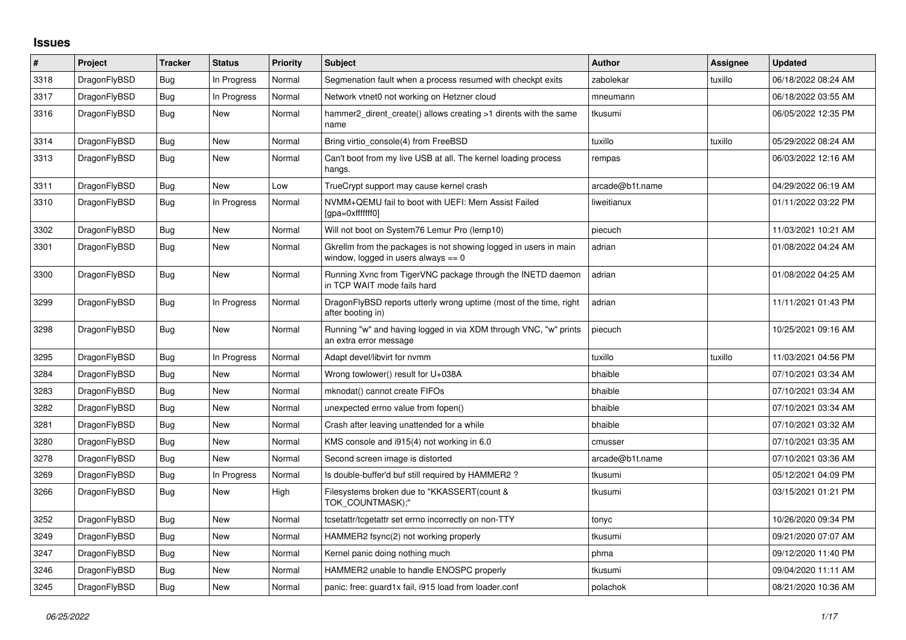# Issues

| # | Project | Tracker | Status | Priority | Subject | Author | Assignee | Updated |
|---|---|---|---|---|---|---|---|---|
| 3318 | DragonFlyBSD | Bug | In Progress | Normal | Segmenation fault when a process resumed with checkpt exits | zabolekar | tuxillo | 06/18/2022 08:24 AM |
| 3317 | DragonFlyBSD | Bug | In Progress | Normal | Network vtnet0 not working on Hetzner cloud | mneumann | | 06/18/2022 03:55 AM |
| 3316 | DragonFlyBSD | Bug | New | Normal | hammer2_dirent_create() allows creating >1 dirents with the same name | tkusumi | | 06/05/2022 12:35 PM |
| 3314 | DragonFlyBSD | Bug | New | Normal | Bring virtio_console(4) from FreeBSD | tuxillo | tuxillo | 05/29/2022 08:24 AM |
| 3313 | DragonFlyBSD | Bug | New | Normal | Can't boot from my live USB at all. The kernel loading process hangs. | rempas | | 06/03/2022 12:16 AM |
| 3311 | DragonFlyBSD | Bug | New | Low | TrueCrypt support may cause kernel crash | arcade@b1t.name | | 04/29/2022 06:19 AM |
| 3310 | DragonFlyBSD | Bug | In Progress | Normal | NVMM+QEMU fail to boot with UEFI: Mem Assist Failed [gpa=0xfffffff0] | liweitianux | | 01/11/2022 03:22 PM |
| 3302 | DragonFlyBSD | Bug | New | Normal | Will not boot on System76 Lemur Pro (lemp10) | piecuch | | 11/03/2021 10:21 AM |
| 3301 | DragonFlyBSD | Bug | New | Normal | Gkrellm from the packages is not showing logged in users in main window, logged in users always == 0 | adrian | | 01/08/2022 04:24 AM |
| 3300 | DragonFlyBSD | Bug | New | Normal | Running Xvnc from TigerVNC package through the INETD daemon in TCP WAIT mode fails hard | adrian | | 01/08/2022 04:25 AM |
| 3299 | DragonFlyBSD | Bug | In Progress | Normal | DragonFlyBSD reports utterly wrong uptime (most of the time, right after booting in) | adrian | | 11/11/2021 01:43 PM |
| 3298 | DragonFlyBSD | Bug | New | Normal | Running "w" and having logged in via XDM through VNC, "w" prints an extra error message | piecuch | | 10/25/2021 09:16 AM |
| 3295 | DragonFlyBSD | Bug | In Progress | Normal | Adapt devel/libvirt for nvmm | tuxillo | tuxillo | 11/03/2021 04:56 PM |
| 3284 | DragonFlyBSD | Bug | New | Normal | Wrong towlower() result for U+038A | bhaible | | 07/10/2021 03:34 AM |
| 3283 | DragonFlyBSD | Bug | New | Normal | mknodat() cannot create FIFOs | bhaible | | 07/10/2021 03:34 AM |
| 3282 | DragonFlyBSD | Bug | New | Normal | unexpected errno value from fopen() | bhaible | | 07/10/2021 03:34 AM |
| 3281 | DragonFlyBSD | Bug | New | Normal | Crash after leaving unattended for a while | bhaible | | 07/10/2021 03:32 AM |
| 3280 | DragonFlyBSD | Bug | New | Normal | KMS console and i915(4) not working in 6.0 | cmusser | | 07/10/2021 03:35 AM |
| 3278 | DragonFlyBSD | Bug | New | Normal | Second screen image is distorted | arcade@b1t.name | | 07/10/2021 03:36 AM |
| 3269 | DragonFlyBSD | Bug | In Progress | Normal | Is double-buffer'd buf still required by HAMMER2 ? | tkusumi | | 05/12/2021 04:09 PM |
| 3266 | DragonFlyBSD | Bug | New | High | Filesystems broken due to "KKASSERT(count & TOK_COUNTMASK);" | tkusumi | | 03/15/2021 01:21 PM |
| 3252 | DragonFlyBSD | Bug | New | Normal | tcsetattr/tcgetattr set errno incorrectly on non-TTY | tonyc | | 10/26/2020 09:34 PM |
| 3249 | DragonFlyBSD | Bug | New | Normal | HAMMER2 fsync(2) not working properly | tkusumi | | 09/21/2020 07:07 AM |
| 3247 | DragonFlyBSD | Bug | New | Normal | Kernel panic doing nothing much | phma | | 09/12/2020 11:40 PM |
| 3246 | DragonFlyBSD | Bug | New | Normal | HAMMER2 unable to handle ENOSPC properly | tkusumi | | 09/04/2020 11:11 AM |
| 3245 | DragonFlyBSD | Bug | New | Normal | panic: free: guard1x fail, i915 load from loader.conf | polachok | | 08/21/2020 10:36 AM |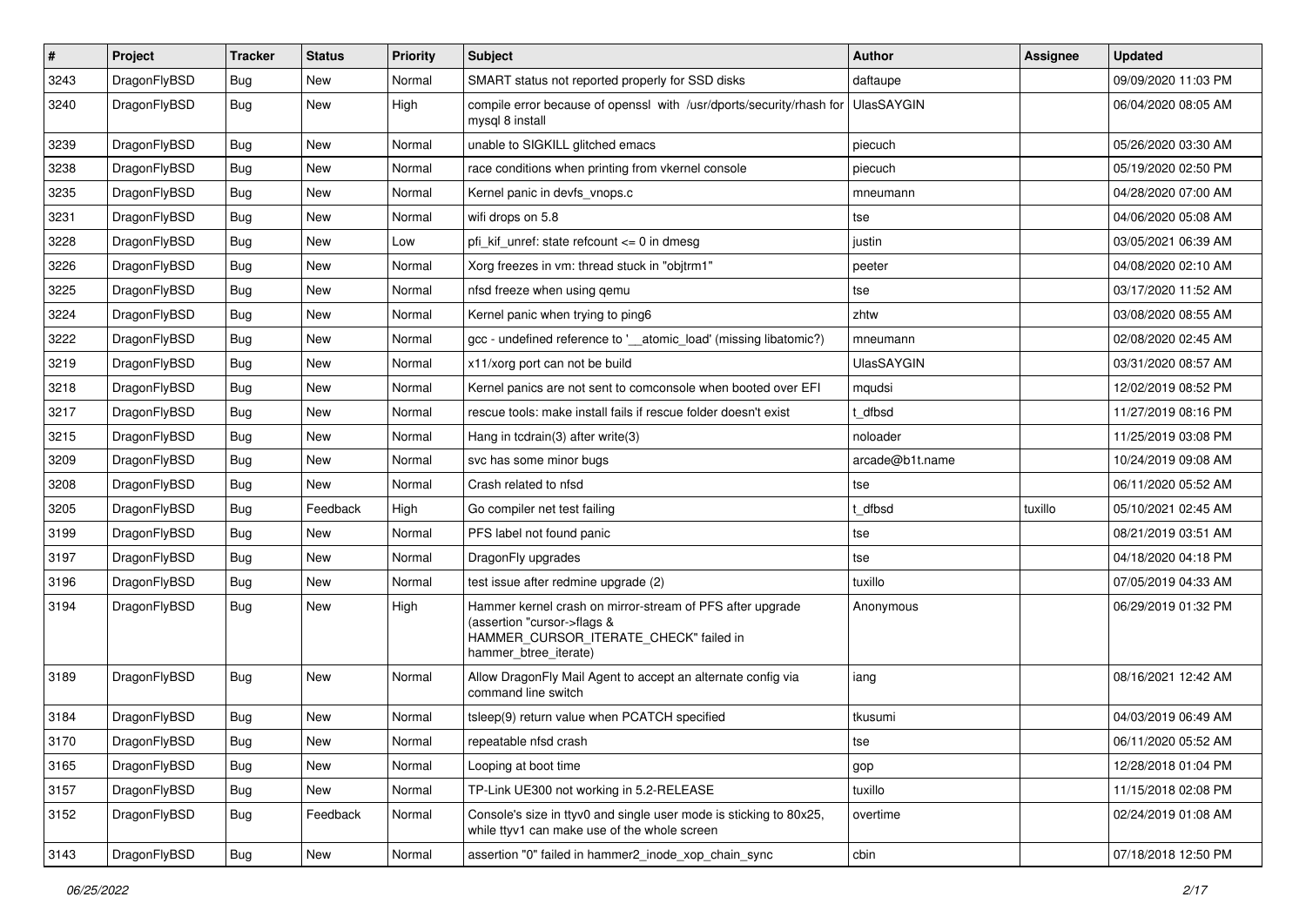| # | Project | Tracker | Status | Priority | Subject | Author | Assignee | Updated |
|---|---|---|---|---|---|---|---|---|
| 3243 | DragonFlyBSD | Bug | New | Normal | SMART status not reported properly for SSD disks | daftaupe | | 09/09/2020 11:03 PM |
| 3240 | DragonFlyBSD | Bug | New | High | compile error because of openssl with /usr/dports/security/rhash for mysql 8 install | UlasSAYGIN | | 06/04/2020 08:05 AM |
| 3239 | DragonFlyBSD | Bug | New | Normal | unable to SIGKILL glitched emacs | piecuch | | 05/26/2020 03:30 AM |
| 3238 | DragonFlyBSD | Bug | New | Normal | race conditions when printing from vkernel console | piecuch | | 05/19/2020 02:50 PM |
| 3235 | DragonFlyBSD | Bug | New | Normal | Kernel panic in devfs_vnops.c | mneumann | | 04/28/2020 07:00 AM |
| 3231 | DragonFlyBSD | Bug | New | Normal | wifi drops on 5.8 | tse | | 04/06/2020 05:08 AM |
| 3228 | DragonFlyBSD | Bug | New | Low | pfi_kif_unref: state refcount <= 0 in dmesg | justin | | 03/05/2021 06:39 AM |
| 3226 | DragonFlyBSD | Bug | New | Normal | Xorg freezes in vm: thread stuck in "objtrm1" | peeter | | 04/08/2020 02:10 AM |
| 3225 | DragonFlyBSD | Bug | New | Normal | nfsd freeze when using qemu | tse | | 03/17/2020 11:52 AM |
| 3224 | DragonFlyBSD | Bug | New | Normal | Kernel panic when trying to ping6 | zhtw | | 03/08/2020 08:55 AM |
| 3222 | DragonFlyBSD | Bug | New | Normal | gcc - undefined reference to '__atomic_load' (missing libatomic?) | mneumann | | 02/08/2020 02:45 AM |
| 3219 | DragonFlyBSD | Bug | New | Normal | x11/xorg port can not be build | UlasSAYGIN | | 03/31/2020 08:57 AM |
| 3218 | DragonFlyBSD | Bug | New | Normal | Kernel panics are not sent to comconsole when booted over EFI | mqudsi | | 12/02/2019 08:52 PM |
| 3217 | DragonFlyBSD | Bug | New | Normal | rescue tools: make install fails if rescue folder doesn't exist | t_dfbsd | | 11/27/2019 08:16 PM |
| 3215 | DragonFlyBSD | Bug | New | Normal | Hang in tcdrain(3) after write(3) | noloader | | 11/25/2019 03:08 PM |
| 3209 | DragonFlyBSD | Bug | New | Normal | svc has some minor bugs | arcade@b1t.name | | 10/24/2019 09:08 AM |
| 3208 | DragonFlyBSD | Bug | New | Normal | Crash related to nfsd | tse | | 06/11/2020 05:52 AM |
| 3205 | DragonFlyBSD | Bug | Feedback | High | Go compiler net test failing | t_dfbsd | tuxillo | 05/10/2021 02:45 AM |
| 3199 | DragonFlyBSD | Bug | New | Normal | PFS label not found panic | tse | | 08/21/2019 03:51 AM |
| 3197 | DragonFlyBSD | Bug | New | Normal | DragonFly upgrades | tse | | 04/18/2020 04:18 PM |
| 3196 | DragonFlyBSD | Bug | New | Normal | test issue after redmine upgrade (2) | tuxillo | | 07/05/2019 04:33 AM |
| 3194 | DragonFlyBSD | Bug | New | High | Hammer kernel crash on mirror-stream of PFS after upgrade (assertion "cursor->flags & HAMMER_CURSOR_ITERATE_CHECK" failed in hammer_btree_iterate) | Anonymous | | 06/29/2019 01:32 PM |
| 3189 | DragonFlyBSD | Bug | New | Normal | Allow DragonFly Mail Agent to accept an alternate config via command line switch | iang | | 08/16/2021 12:42 AM |
| 3184 | DragonFlyBSD | Bug | New | Normal | tsleep(9) return value when PCATCH specified | tkusumi | | 04/03/2019 06:49 AM |
| 3170 | DragonFlyBSD | Bug | New | Normal | repeatable nfsd crash | tse | | 06/11/2020 05:52 AM |
| 3165 | DragonFlyBSD | Bug | New | Normal | Looping at boot time | gop | | 12/28/2018 01:04 PM |
| 3157 | DragonFlyBSD | Bug | New | Normal | TP-Link UE300 not working in 5.2-RELEASE | tuxillo | | 11/15/2018 02:08 PM |
| 3152 | DragonFlyBSD | Bug | Feedback | Normal | Console's size in ttyv0 and single user mode is sticking to 80x25, while ttyv1 can make use of the whole screen | overtime | | 02/24/2019 01:08 AM |
| 3143 | DragonFlyBSD | Bug | New | Normal | assertion "0" failed in hammer2_inode_xop_chain_sync | cbin | | 07/18/2018 12:50 PM |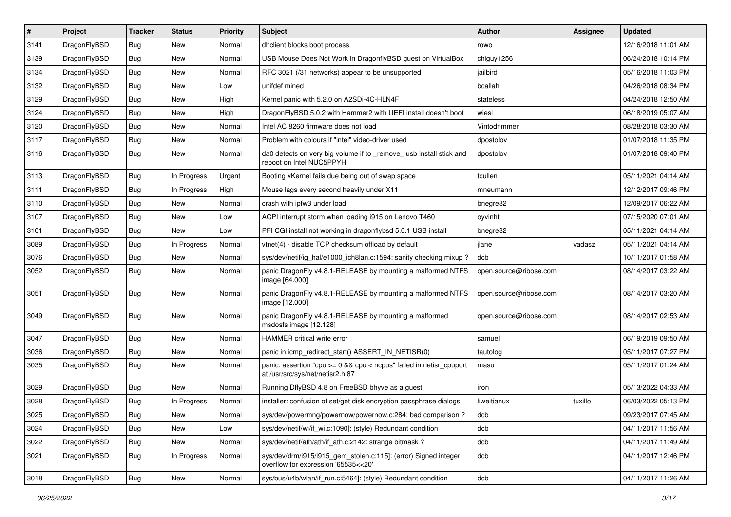| # | Project | Tracker | Status | Priority | Subject | Author | Assignee | Updated |
|---|---|---|---|---|---|---|---|---|
| 3141 | DragonFlyBSD | Bug | New | Normal | dhclient blocks boot process | rowo | | 12/16/2018 11:01 AM |
| 3139 | DragonFlyBSD | Bug | New | Normal | USB Mouse Does Not Work in DragonflyBSD guest on VirtualBox | chiguy1256 | | 06/24/2018 10:14 PM |
| 3134 | DragonFlyBSD | Bug | New | Normal | RFC 3021 (/31 networks) appear to be unsupported | jailbird | | 05/16/2018 11:03 PM |
| 3132 | DragonFlyBSD | Bug | New | Low | unifdef mined | bcallah | | 04/26/2018 08:34 PM |
| 3129 | DragonFlyBSD | Bug | New | High | Kernel panic with 5.2.0 on A2SDi-4C-HLN4F | stateless | | 04/24/2018 12:50 AM |
| 3124 | DragonFlyBSD | Bug | New | High | DragonFlyBSD 5.0.2 with Hammer2 with UEFI install doesn't boot | wiesl | | 06/18/2019 05:07 AM |
| 3120 | DragonFlyBSD | Bug | New | Normal | Intel AC 8260 firmware does not load | Vintodrimmer | | 08/28/2018 03:30 AM |
| 3117 | DragonFlyBSD | Bug | New | Normal | Problem with colours if "intel" video-driver used | dpostolov | | 01/07/2018 11:35 PM |
| 3116 | DragonFlyBSD | Bug | New | Normal | da0 detects on very big volume if to _remove_ usb install stick and reboot on Intel NUC5PPYH | dpostolov | | 01/07/2018 09:40 PM |
| 3113 | DragonFlyBSD | Bug | In Progress | Urgent | Booting vKernel fails due being out of swap space | tcullen | | 05/11/2021 04:14 AM |
| 3111 | DragonFlyBSD | Bug | In Progress | High | Mouse lags every second heavily under X11 | mneumann | | 12/12/2017 09:46 PM |
| 3110 | DragonFlyBSD | Bug | New | Normal | crash with ipfw3 under load | bnegre82 | | 12/09/2017 06:22 AM |
| 3107 | DragonFlyBSD | Bug | New | Low | ACPI interrupt storm when loading i915 on Lenovo T460 | oyvinht | | 07/15/2020 07:01 AM |
| 3101 | DragonFlyBSD | Bug | New | Low | PFI CGI install not working in dragonflybsd 5.0.1 USB install | bnegre82 | | 05/11/2021 04:14 AM |
| 3089 | DragonFlyBSD | Bug | In Progress | Normal | vtnet(4) - disable TCP checksum offload by default | jlane | vadaszi | 05/11/2021 04:14 AM |
| 3076 | DragonFlyBSD | Bug | New | Normal | sys/dev/netif/ig_hal/e1000_ich8lan.c:1594: sanity checking mixup ? | dcb | | 10/11/2017 01:58 AM |
| 3052 | DragonFlyBSD | Bug | New | Normal | panic DragonFly v4.8.1-RELEASE by mounting a malformed NTFS image [64.000] | open.source@ribose.com | | 08/14/2017 03:22 AM |
| 3051 | DragonFlyBSD | Bug | New | Normal | panic DragonFly v4.8.1-RELEASE by mounting a malformed NTFS image [12.000] | open.source@ribose.com | | 08/14/2017 03:20 AM |
| 3049 | DragonFlyBSD | Bug | New | Normal | panic DragonFly v4.8.1-RELEASE by mounting a malformed msdosfs image [12.128] | open.source@ribose.com | | 08/14/2017 02:53 AM |
| 3047 | DragonFlyBSD | Bug | New | Normal | HAMMER critical write error | samuel | | 06/19/2019 09:50 AM |
| 3036 | DragonFlyBSD | Bug | New | Normal | panic in icmp_redirect_start() ASSERT_IN_NETISR(0) | tautolog | | 05/11/2017 07:27 PM |
| 3035 | DragonFlyBSD | Bug | New | Normal | panic: assertion "cpu >= 0 && cpu < ncpus" failed in netisr_cpuport at /usr/src/sys/net/netisr2.h:87 | masu | | 05/11/2017 01:24 AM |
| 3029 | DragonFlyBSD | Bug | New | Normal | Running DflyBSD 4.8 on FreeBSD bhyve as a guest | iron | | 05/13/2022 04:33 AM |
| 3028 | DragonFlyBSD | Bug | In Progress | Normal | installer: confusion of set/get disk encryption passphrase dialogs | liweitianux | tuxillo | 06/03/2022 05:13 PM |
| 3025 | DragonFlyBSD | Bug | New | Normal | sys/dev/powermng/powernow/powernow.c:284: bad comparison ? | dcb | | 09/23/2017 07:45 AM |
| 3024 | DragonFlyBSD | Bug | New | Low | sys/dev/netif/wi/if_wi.c:1090]: (style) Redundant condition | dcb | | 04/11/2017 11:56 AM |
| 3022 | DragonFlyBSD | Bug | New | Normal | sys/dev/netif/ath/ath/if_ath.c:2142: strange bitmask ? | dcb | | 04/11/2017 11:49 AM |
| 3021 | DragonFlyBSD | Bug | In Progress | Normal | sys/dev/drm/i915/i915_gem_stolen.c:115]: (error) Signed integer overflow for expression '65535<<20' | dcb | | 04/11/2017 12:46 PM |
| 3018 | DragonFlyBSD | Bug | New | Normal | sys/bus/u4b/wlan/if_run.c:5464]: (style) Redundant condition | dcb | | 04/11/2017 11:26 AM |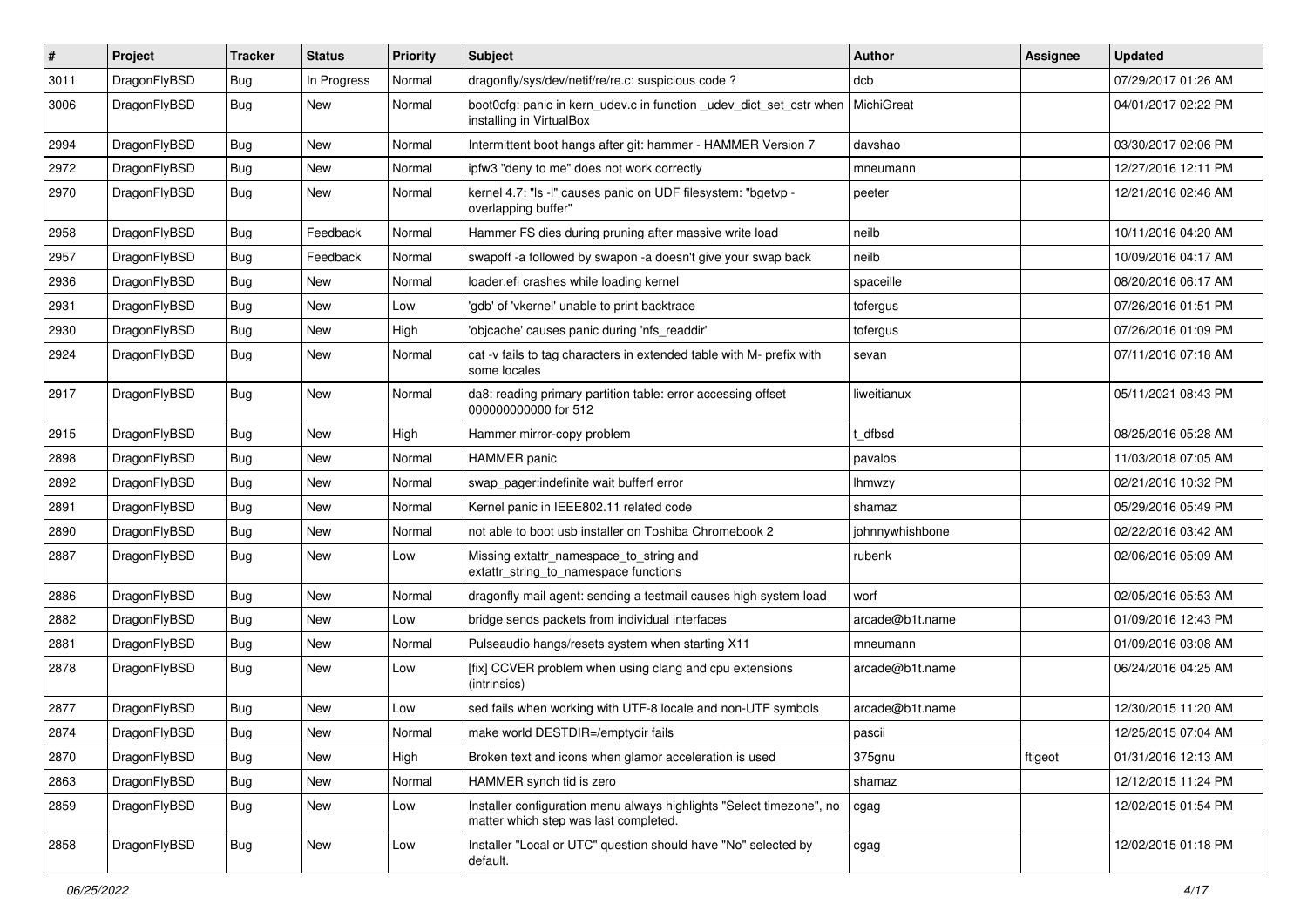| # | Project | Tracker | Status | Priority | Subject | Author | Assignee | Updated |
|---|---|---|---|---|---|---|---|---|
| 3011 | DragonFlyBSD | Bug | In Progress | Normal | dragonfly/sys/dev/netif/re/re.c: suspicious code ? | dcb | | 07/29/2017 01:26 AM |
| 3006 | DragonFlyBSD | Bug | New | Normal | boot0cfg: panic in kern_udev.c in function _udev_dict_set_cstr when installing in VirtualBox | MichiGreat | | 04/01/2017 02:22 PM |
| 2994 | DragonFlyBSD | Bug | New | Normal | Intermittent boot hangs after git: hammer - HAMMER Version 7 | davshao | | 03/30/2017 02:06 PM |
| 2972 | DragonFlyBSD | Bug | New | Normal | ipfw3 "deny to me" does not work correctly | mneumann | | 12/27/2016 12:11 PM |
| 2970 | DragonFlyBSD | Bug | New | Normal | kernel 4.7: "ls -l" causes panic on UDF filesystem: "bgetvp - overlapping buffer" | peeter | | 12/21/2016 02:46 AM |
| 2958 | DragonFlyBSD | Bug | Feedback | Normal | Hammer FS dies during pruning after massive write load | neilb | | 10/11/2016 04:20 AM |
| 2957 | DragonFlyBSD | Bug | Feedback | Normal | swapoff -a followed by swapon -a doesn't give your swap back | neilb | | 10/09/2016 04:17 AM |
| 2936 | DragonFlyBSD | Bug | New | Normal | loader.efi crashes while loading kernel | spaceille | | 08/20/2016 06:17 AM |
| 2931 | DragonFlyBSD | Bug | New | Low | 'gdb' of 'vkernel' unable to print backtrace | tofergus | | 07/26/2016 01:51 PM |
| 2930 | DragonFlyBSD | Bug | New | High | 'objcache' causes panic during 'nfs_readdir' | tofergus | | 07/26/2016 01:09 PM |
| 2924 | DragonFlyBSD | Bug | New | Normal | cat -v fails to tag characters in extended table with M- prefix with some locales | sevan | | 07/11/2016 07:18 AM |
| 2917 | DragonFlyBSD | Bug | New | Normal | da8: reading primary partition table: error accessing offset 000000000000 for 512 | liweitianux | | 05/11/2021 08:43 PM |
| 2915 | DragonFlyBSD | Bug | New | High | Hammer mirror-copy problem | t_dfbsd | | 08/25/2016 05:28 AM |
| 2898 | DragonFlyBSD | Bug | New | Normal | HAMMER panic | pavalos | | 11/03/2018 07:05 AM |
| 2892 | DragonFlyBSD | Bug | New | Normal | swap_pager:indefinite wait bufferf error | lhmwzy | | 02/21/2016 10:32 PM |
| 2891 | DragonFlyBSD | Bug | New | Normal | Kernel panic in IEEE802.11 related code | shamaz | | 05/29/2016 05:49 PM |
| 2890 | DragonFlyBSD | Bug | New | Normal | not able to boot usb installer on Toshiba Chromebook 2 | johnnywhishbone | | 02/22/2016 03:42 AM |
| 2887 | DragonFlyBSD | Bug | New | Low | Missing extattr_namespace_to_string and extattr_string_to_namespace functions | rubenk | | 02/06/2016 05:09 AM |
| 2886 | DragonFlyBSD | Bug | New | Normal | dragonfly mail agent: sending a testmail causes high system load | worf | | 02/05/2016 05:53 AM |
| 2882 | DragonFlyBSD | Bug | New | Low | bridge sends packets from individual interfaces | arcade@b1t.name | | 01/09/2016 12:43 PM |
| 2881 | DragonFlyBSD | Bug | New | Normal | Pulseaudio hangs/resets system when starting X11 | mneumann | | 01/09/2016 03:08 AM |
| 2878 | DragonFlyBSD | Bug | New | Low | [fix] CCVER problem when using clang and cpu extensions (intrinsics) | arcade@b1t.name | | 06/24/2016 04:25 AM |
| 2877 | DragonFlyBSD | Bug | New | Low | sed fails when working with UTF-8 locale and non-UTF symbols | arcade@b1t.name | | 12/30/2015 11:20 AM |
| 2874 | DragonFlyBSD | Bug | New | Normal | make world DESTDIR=/emptydir fails | pascii | | 12/25/2015 07:04 AM |
| 2870 | DragonFlyBSD | Bug | New | High | Broken text and icons when glamor acceleration is used | 375gnu | ftigeot | 01/31/2016 12:13 AM |
| 2863 | DragonFlyBSD | Bug | New | Normal | HAMMER synch tid is zero | shamaz | | 12/12/2015 11:24 PM |
| 2859 | DragonFlyBSD | Bug | New | Low | Installer configuration menu always highlights "Select timezone", no matter which step was last completed. | cgag | | 12/02/2015 01:54 PM |
| 2858 | DragonFlyBSD | Bug | New | Low | Installer "Local or UTC" question should have "No" selected by default. | cgag | | 12/02/2015 01:18 PM |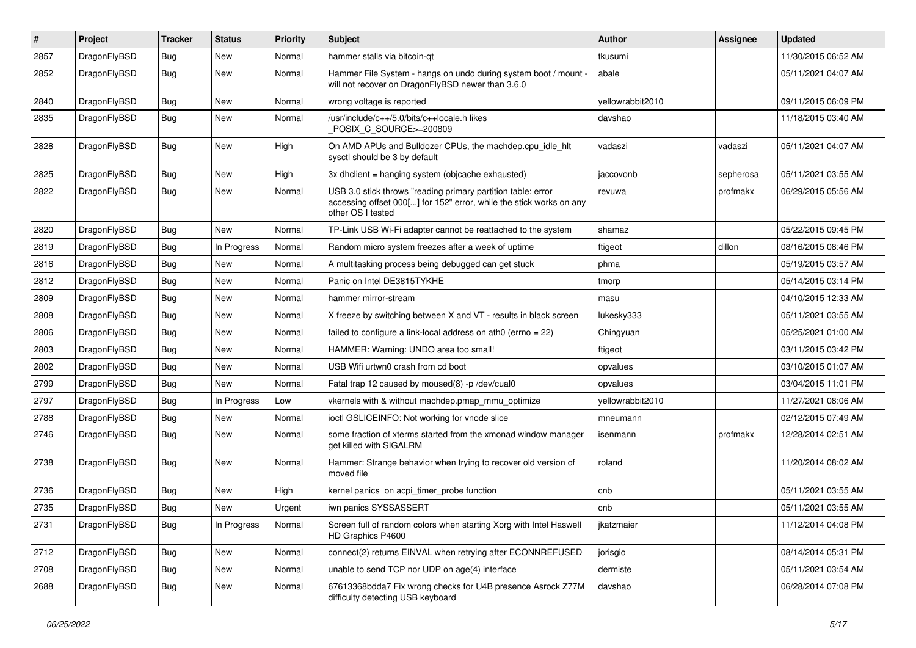| # | Project | Tracker | Status | Priority | Subject | Author | Assignee | Updated |
|---|---|---|---|---|---|---|---|---|
| 2857 | DragonFlyBSD | Bug | New | Normal | hammer stalls via bitcoin-qt | tkusumi | | 11/30/2015 06:52 AM |
| 2852 | DragonFlyBSD | Bug | New | Normal | Hammer File System - hangs on undo during system boot / mount - will not recover on DragonFlyBSD newer than 3.6.0 | abale | | 05/11/2021 04:07 AM |
| 2840 | DragonFlyBSD | Bug | New | Normal | wrong voltage is reported | yellowrabbit2010 | | 09/11/2015 06:09 PM |
| 2835 | DragonFlyBSD | Bug | New | Normal | /usr/include/c++/5.0/bits/c++locale.h likes _POSIX_C_SOURCE>=200809 | davshao | | 11/18/2015 03:40 AM |
| 2828 | DragonFlyBSD | Bug | New | High | On AMD APUs and Bulldozer CPUs, the machdep.cpu_idle_hlt sysctl should be 3 by default | vadaszi | vadaszi | 05/11/2021 04:07 AM |
| 2825 | DragonFlyBSD | Bug | New | High | 3x dhclient = hanging system (objcache exhausted) | jaccovonb | sepherosa | 05/11/2021 03:55 AM |
| 2822 | DragonFlyBSD | Bug | New | Normal | USB 3.0 stick throws "reading primary partition table: error accessing offset 000[...] for 152" error, while the stick works on any other OS I tested | revuwa | profmakx | 06/29/2015 05:56 AM |
| 2820 | DragonFlyBSD | Bug | New | Normal | TP-Link USB Wi-Fi adapter cannot be reattached to the system | shamaz | | 05/22/2015 09:45 PM |
| 2819 | DragonFlyBSD | Bug | In Progress | Normal | Random micro system freezes after a week of uptime | ftigeot | dillon | 08/16/2015 08:46 PM |
| 2816 | DragonFlyBSD | Bug | New | Normal | A multitasking process being debugged can get stuck | phma | | 05/19/2015 03:57 AM |
| 2812 | DragonFlyBSD | Bug | New | Normal | Panic on Intel DE3815TYKHE | tmorp | | 05/14/2015 03:14 PM |
| 2809 | DragonFlyBSD | Bug | New | Normal | hammer mirror-stream | masu | | 04/10/2015 12:33 AM |
| 2808 | DragonFlyBSD | Bug | New | Normal | X freeze by switching between X and VT - results in black screen | lukesky333 | | 05/11/2021 03:55 AM |
| 2806 | DragonFlyBSD | Bug | New | Normal | failed to configure a link-local address on ath0 (errno = 22) | Chingyuan | | 05/25/2021 01:00 AM |
| 2803 | DragonFlyBSD | Bug | New | Normal | HAMMER: Warning: UNDO area too small! | ftigeot | | 03/11/2015 03:42 PM |
| 2802 | DragonFlyBSD | Bug | New | Normal | USB Wifi urtwn0 crash from cd boot | opvalues | | 03/10/2015 01:07 AM |
| 2799 | DragonFlyBSD | Bug | New | Normal | Fatal trap 12 caused by moused(8) -p /dev/cual0 | opvalues | | 03/04/2015 11:01 PM |
| 2797 | DragonFlyBSD | Bug | In Progress | Low | vkernels with & without machdep.pmap_mmu_optimize | yellowrabbit2010 | | 11/27/2021 08:06 AM |
| 2788 | DragonFlyBSD | Bug | New | Normal | ioctl GSLICEINFO: Not working for vnode slice | mneumann | | 02/12/2015 07:49 AM |
| 2746 | DragonFlyBSD | Bug | New | Normal | some fraction of xterms started from the xmonad window manager get killed with SIGALRM | isenmann | profmakx | 12/28/2014 02:51 AM |
| 2738 | DragonFlyBSD | Bug | New | Normal | Hammer: Strange behavior when trying to recover old version of moved file | roland | | 11/20/2014 08:02 AM |
| 2736 | DragonFlyBSD | Bug | New | High | kernel panics on acpi_timer_probe function | cnb | | 05/11/2021 03:55 AM |
| 2735 | DragonFlyBSD | Bug | New | Urgent | iwn panics SYSSASSERT | cnb | | 05/11/2021 03:55 AM |
| 2731 | DragonFlyBSD | Bug | In Progress | Normal | Screen full of random colors when starting Xorg with Intel Haswell HD Graphics P4600 | jkatzmaier | | 11/12/2014 04:08 PM |
| 2712 | DragonFlyBSD | Bug | New | Normal | connect(2) returns EINVAL when retrying after ECONNREFUSED | jorisgio | | 08/14/2014 05:31 PM |
| 2708 | DragonFlyBSD | Bug | New | Normal | unable to send TCP nor UDP on age(4) interface | dermiste | | 05/11/2021 03:54 AM |
| 2688 | DragonFlyBSD | Bug | New | Normal | 67613368bdda7 Fix wrong checks for U4B presence Asrock Z77M difficulty detecting USB keyboard | davshao | | 06/28/2014 07:08 PM |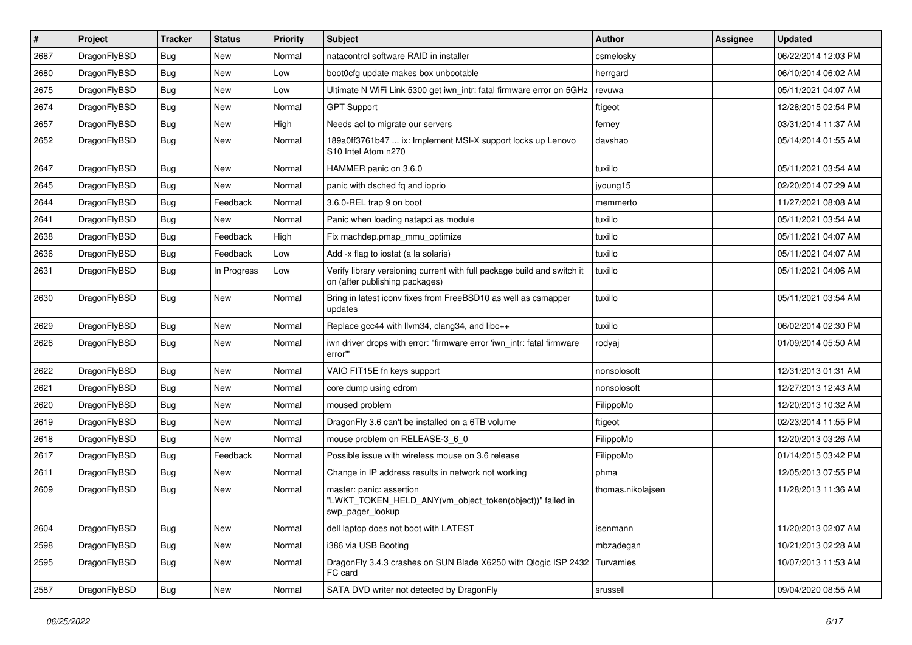| # | Project | Tracker | Status | Priority | Subject | Author | Assignee | Updated |
|---|---|---|---|---|---|---|---|---|
| 2687 | DragonFlyBSD | Bug | New | Normal | natacontrol software RAID in installer | csmelosky | | 06/22/2014 12:03 PM |
| 2680 | DragonFlyBSD | Bug | New | Low | boot0cfg update makes box unbootable | herrgard | | 06/10/2014 06:02 AM |
| 2675 | DragonFlyBSD | Bug | New | Low | Ultimate N WiFi Link 5300 get iwn_intr: fatal firmware error on 5GHz | revuwa | | 05/11/2021 04:07 AM |
| 2674 | DragonFlyBSD | Bug | New | Normal | GPT Support | ftigeot | | 12/28/2015 02:54 PM |
| 2657 | DragonFlyBSD | Bug | New | High | Needs acl to migrate our servers | ferney | | 03/31/2014 11:37 AM |
| 2652 | DragonFlyBSD | Bug | New | Normal | 189a0ff3761b47 ... ix: Implement MSI-X support locks up Lenovo S10 Intel Atom n270 | davshao | | 05/14/2014 01:55 AM |
| 2647 | DragonFlyBSD | Bug | New | Normal | HAMMER panic on 3.6.0 | tuxillo | | 05/11/2021 03:54 AM |
| 2645 | DragonFlyBSD | Bug | New | Normal | panic with dsched fq and ioprio | jyoung15 | | 02/20/2014 07:29 AM |
| 2644 | DragonFlyBSD | Bug | Feedback | Normal | 3.6.0-REL trap 9 on boot | memmerto | | 11/27/2021 08:08 AM |
| 2641 | DragonFlyBSD | Bug | New | Normal | Panic when loading natapci as module | tuxillo | | 05/11/2021 03:54 AM |
| 2638 | DragonFlyBSD | Bug | Feedback | High | Fix machdep.pmap_mmu_optimize | tuxillo | | 05/11/2021 04:07 AM |
| 2636 | DragonFlyBSD | Bug | Feedback | Low | Add -x flag to iostat (a la solaris) | tuxillo | | 05/11/2021 04:07 AM |
| 2631 | DragonFlyBSD | Bug | In Progress | Low | Verify library versioning current with full package build and switch it on (after publishing packages) | tuxillo | | 05/11/2021 04:06 AM |
| 2630 | DragonFlyBSD | Bug | New | Normal | Bring in latest iconv fixes from FreeBSD10 as well as csmapper updates | tuxillo | | 05/11/2021 03:54 AM |
| 2629 | DragonFlyBSD | Bug | New | Normal | Replace gcc44 with llvm34, clang34, and libc++ | tuxillo | | 06/02/2014 02:30 PM |
| 2626 | DragonFlyBSD | Bug | New | Normal | iwn driver drops with error: "firmware error 'iwn_intr: fatal firmware error'" | rodyaj | | 01/09/2014 05:50 AM |
| 2622 | DragonFlyBSD | Bug | New | Normal | VAIO FIT15E fn keys support | nonsolosoft | | 12/31/2013 01:31 AM |
| 2621 | DragonFlyBSD | Bug | New | Normal | core dump using cdrom | nonsolosoft | | 12/27/2013 12:43 AM |
| 2620 | DragonFlyBSD | Bug | New | Normal | moused problem | FilippoMo | | 12/20/2013 10:32 AM |
| 2619 | DragonFlyBSD | Bug | New | Normal | DragonFly 3.6 can't be installed on a 6TB volume | ftigeot | | 02/23/2014 11:55 PM |
| 2618 | DragonFlyBSD | Bug | New | Normal | mouse problem on RELEASE-3_6_0 | FilippoMo | | 12/20/2013 03:26 AM |
| 2617 | DragonFlyBSD | Bug | Feedback | Normal | Possible issue with wireless mouse on 3.6 release | FilippoMo | | 01/14/2015 03:42 PM |
| 2611 | DragonFlyBSD | Bug | New | Normal | Change in IP address results in network not working | phma | | 12/05/2013 07:55 PM |
| 2609 | DragonFlyBSD | Bug | New | Normal | master: panic: assertion "LWKT_TOKEN_HELD_ANY(vm_object_token(object))" failed in swp_pager_lookup | thomas.nikolajsen | | 11/28/2013 11:36 AM |
| 2604 | DragonFlyBSD | Bug | New | Normal | dell laptop does not boot with LATEST | isenmann | | 11/20/2013 02:07 AM |
| 2598 | DragonFlyBSD | Bug | New | Normal | i386 via USB Booting | mbzadegan | | 10/21/2013 02:28 AM |
| 2595 | DragonFlyBSD | Bug | New | Normal | DragonFly 3.4.3 crashes on SUN Blade X6250 with Qlogic ISP 2432 FC card | Turvamies | | 10/07/2013 11:53 AM |
| 2587 | DragonFlyBSD | Bug | New | Normal | SATA DVD writer not detected by DragonFly | srussell | | 09/04/2020 08:55 AM |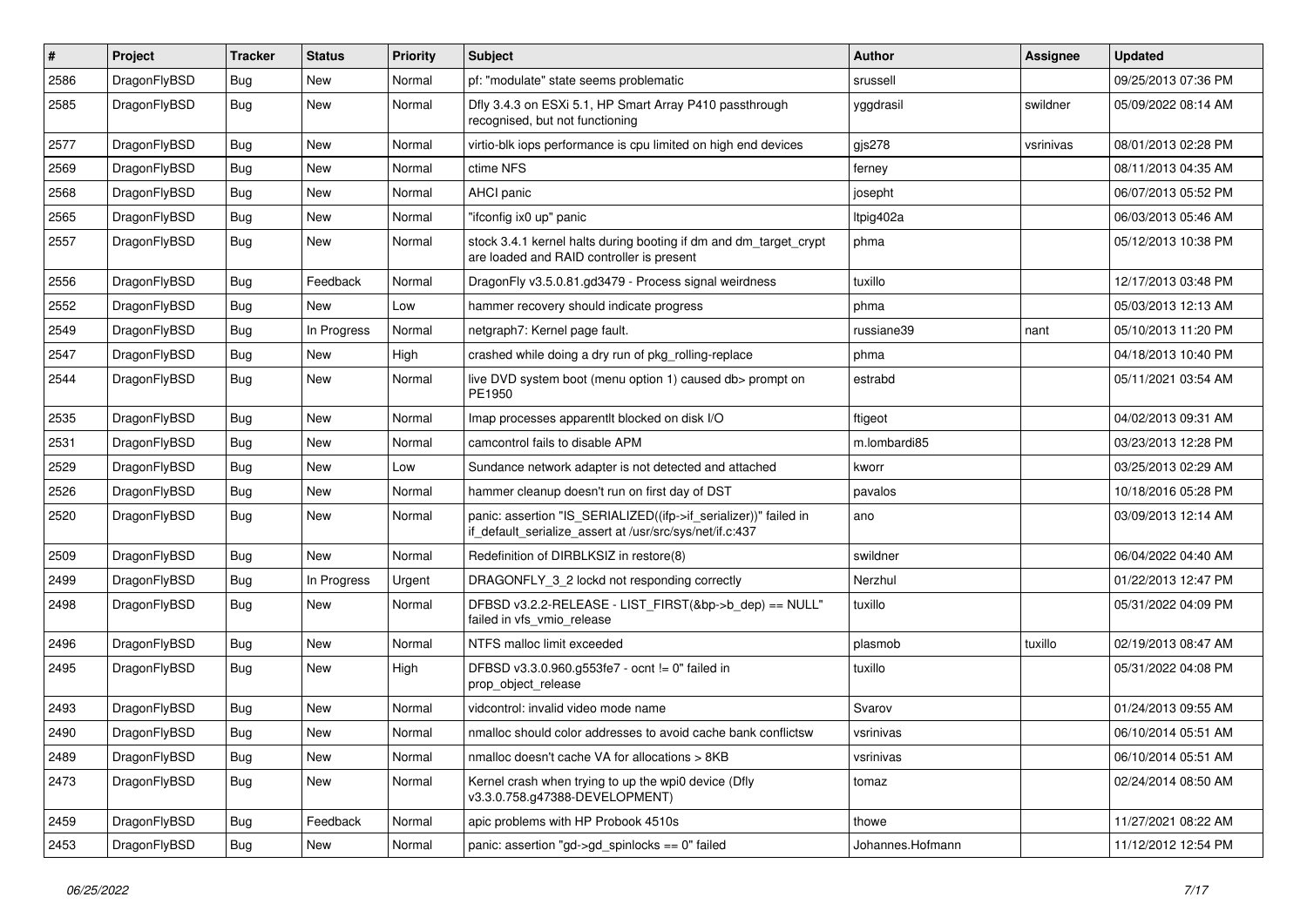| # | Project | Tracker | Status | Priority | Subject | Author | Assignee | Updated |
|---|---|---|---|---|---|---|---|---|
| 2586 | DragonFlyBSD | Bug | New | Normal | pf: "modulate" state seems problematic | srussell | | 09/25/2013 07:36 PM |
| 2585 | DragonFlyBSD | Bug | New | Normal | Dfly 3.4.3 on ESXi 5.1, HP Smart Array P410 passthrough recognised, but not functioning | yggdrasil | swildner | 05/09/2022 08:14 AM |
| 2577 | DragonFlyBSD | Bug | New | Normal | virtio-blk iops performance is cpu limited on high end devices | gjs278 | vsrinivas | 08/01/2013 02:28 PM |
| 2569 | DragonFlyBSD | Bug | New | Normal | ctime NFS | ferney | | 08/11/2013 04:35 AM |
| 2568 | DragonFlyBSD | Bug | New | Normal | AHCI panic | josepht | | 06/07/2013 05:52 PM |
| 2565 | DragonFlyBSD | Bug | New | Normal | "ifconfig ix0 up" panic | ltpig402a | | 06/03/2013 05:46 AM |
| 2557 | DragonFlyBSD | Bug | New | Normal | stock 3.4.1 kernel halts during booting if dm and dm_target_crypt are loaded and RAID controller is present | phma | | 05/12/2013 10:38 PM |
| 2556 | DragonFlyBSD | Bug | Feedback | Normal | DragonFly v3.5.0.81.gd3479 - Process signal weirdness | tuxillo | | 12/17/2013 03:48 PM |
| 2552 | DragonFlyBSD | Bug | New | Low | hammer recovery should indicate progress | phma | | 05/03/2013 12:13 AM |
| 2549 | DragonFlyBSD | Bug | In Progress | Normal | netgraph7: Kernel page fault. | russiane39 | nant | 05/10/2013 11:20 PM |
| 2547 | DragonFlyBSD | Bug | New | High | crashed while doing a dry run of pkg_rolling-replace | phma | | 04/18/2013 10:40 PM |
| 2544 | DragonFlyBSD | Bug | New | Normal | live DVD system boot (menu option 1) caused db> prompt on PE1950 | estrabd | | 05/11/2021 03:54 AM |
| 2535 | DragonFlyBSD | Bug | New | Normal | Imap processes apparentlt blocked on disk I/O | ftigeot | | 04/02/2013 09:31 AM |
| 2531 | DragonFlyBSD | Bug | New | Normal | camcontrol fails to disable APM | m.lombardi85 | | 03/23/2013 12:28 PM |
| 2529 | DragonFlyBSD | Bug | New | Low | Sundance network adapter is not detected and attached | kworr | | 03/25/2013 02:29 AM |
| 2526 | DragonFlyBSD | Bug | New | Normal | hammer cleanup doesn't run on first day of DST | pavalos | | 10/18/2016 05:28 PM |
| 2520 | DragonFlyBSD | Bug | New | Normal | panic: assertion "IS_SERIALIZED((ifp->if_serializer))" failed in if_default_serialize_assert at /usr/src/sys/net/if.c:437 | ano | | 03/09/2013 12:14 AM |
| 2509 | DragonFlyBSD | Bug | New | Normal | Redefinition of DIRBLKSIZ in restore(8) | swildner | | 06/04/2022 04:40 AM |
| 2499 | DragonFlyBSD | Bug | In Progress | Urgent | DRAGONFLY_3_2 lockd not responding correctly | Nerzhul | | 01/22/2013 12:47 PM |
| 2498 | DragonFlyBSD | Bug | New | Normal | DFBSD v3.2.2-RELEASE - LIST_FIRST(&bp->b_dep) == NULL" failed in vfs_vmio_release | tuxillo | | 05/31/2022 04:09 PM |
| 2496 | DragonFlyBSD | Bug | New | Normal | NTFS malloc limit exceeded | plasmob | tuxillo | 02/19/2013 08:47 AM |
| 2495 | DragonFlyBSD | Bug | New | High | DFBSD v3.3.0.960.g553fe7 - ocnt != 0" failed in prop_object_release | tuxillo | | 05/31/2022 04:08 PM |
| 2493 | DragonFlyBSD | Bug | New | Normal | vidcontrol: invalid video mode name | Svarov | | 01/24/2013 09:55 AM |
| 2490 | DragonFlyBSD | Bug | New | Normal | nmalloc should color addresses to avoid cache bank conflictsw | vsrinivas | | 06/10/2014 05:51 AM |
| 2489 | DragonFlyBSD | Bug | New | Normal | nmalloc doesn't cache VA for allocations > 8KB | vsrinivas | | 06/10/2014 05:51 AM |
| 2473 | DragonFlyBSD | Bug | New | Normal | Kernel crash when trying to up the wpi0 device (Dfly v3.3.0.758.g47388-DEVELOPMENT) | tomaz | | 02/24/2014 08:50 AM |
| 2459 | DragonFlyBSD | Bug | Feedback | Normal | apic problems with HP Probook 4510s | thowe | | 11/27/2021 08:22 AM |
| 2453 | DragonFlyBSD | Bug | New | Normal | panic: assertion "gd->gd_spinlocks == 0" failed | Johannes.Hofmann | | 11/12/2012 12:54 PM |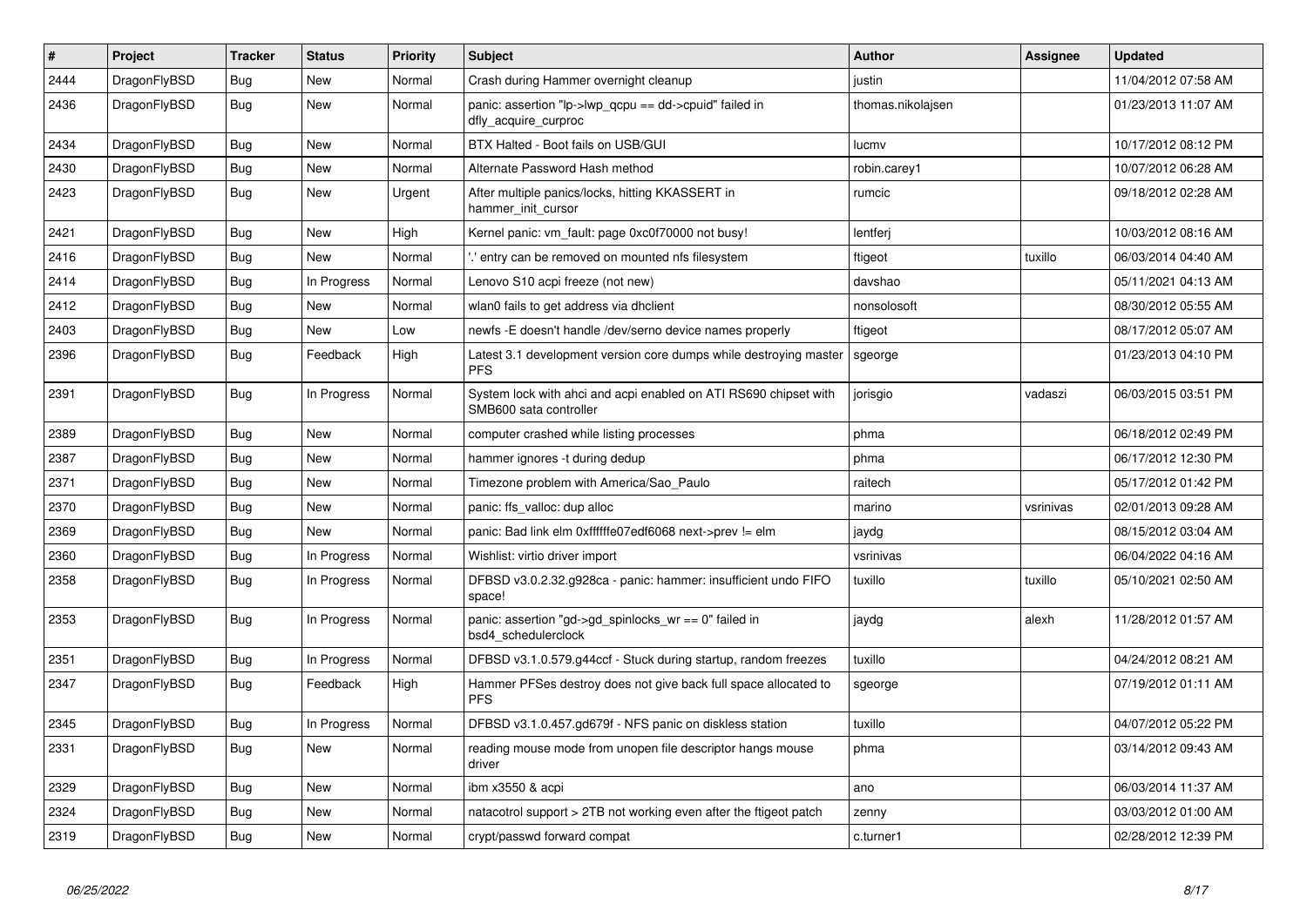| # | Project | Tracker | Status | Priority | Subject | Author | Assignee | Updated |
|---|---|---|---|---|---|---|---|---|
| 2444 | DragonFlyBSD | Bug | New | Normal | Crash during Hammer overnight cleanup | justin | | 11/04/2012 07:58 AM |
| 2436 | DragonFlyBSD | Bug | New | Normal | panic: assertion "lp->lwp_qcpu == dd->cpuid" failed in dfly_acquire_curproc | thomas.nikolajsen | | 01/23/2013 11:07 AM |
| 2434 | DragonFlyBSD | Bug | New | Normal | BTX Halted - Boot fails on USB/GUI | lucmv | | 10/17/2012 08:12 PM |
| 2430 | DragonFlyBSD | Bug | New | Normal | Alternate Password Hash method | robin.carey1 | | 10/07/2012 06:28 AM |
| 2423 | DragonFlyBSD | Bug | New | Urgent | After multiple panics/locks, hitting KKASSERT in hammer_init_cursor | rumcic | | 09/18/2012 02:28 AM |
| 2421 | DragonFlyBSD | Bug | New | High | Kernel panic: vm_fault: page 0xc0f70000 not busy! | lentferj | | 10/03/2012 08:16 AM |
| 2416 | DragonFlyBSD | Bug | New | Normal | '.' entry can be removed on mounted nfs filesystem | ftigeot | tuxillo | 06/03/2014 04:40 AM |
| 2414 | DragonFlyBSD | Bug | In Progress | Normal | Lenovo S10 acpi freeze (not new) | davshao | | 05/11/2021 04:13 AM |
| 2412 | DragonFlyBSD | Bug | New | Normal | wlan0 fails to get address via dhclient | nonsolosoft | | 08/30/2012 05:55 AM |
| 2403 | DragonFlyBSD | Bug | New | Low | newfs -E doesn't handle /dev/serno device names properly | ftigeot | | 08/17/2012 05:07 AM |
| 2396 | DragonFlyBSD | Bug | Feedback | High | Latest 3.1 development version core dumps while destroying master PFS | sgeorge | | 01/23/2013 04:10 PM |
| 2391 | DragonFlyBSD | Bug | In Progress | Normal | System lock with ahci and acpi enabled on ATI RS690 chipset with SMB600 sata controller | jorisgio | vadaszi | 06/03/2015 03:51 PM |
| 2389 | DragonFlyBSD | Bug | New | Normal | computer crashed while listing processes | phma | | 06/18/2012 02:49 PM |
| 2387 | DragonFlyBSD | Bug | New | Normal | hammer ignores -t during dedup | phma | | 06/17/2012 12:30 PM |
| 2371 | DragonFlyBSD | Bug | New | Normal | Timezone problem with America/Sao_Paulo | raitech | | 05/17/2012 01:42 PM |
| 2370 | DragonFlyBSD | Bug | New | Normal | panic: ffs_valloc: dup alloc | marino | vsrinivas | 02/01/2013 09:28 AM |
| 2369 | DragonFlyBSD | Bug | New | Normal | panic: Bad link elm 0xffffffe07edf6068 next->prev != elm | jaydg | | 08/15/2012 03:04 AM |
| 2360 | DragonFlyBSD | Bug | In Progress | Normal | Wishlist: virtio driver import | vsrinivas | | 06/04/2022 04:16 AM |
| 2358 | DragonFlyBSD | Bug | In Progress | Normal | DFBSD v3.0.2.32.g928ca - panic: hammer: insufficient undo FIFO space! | tuxillo | tuxillo | 05/10/2021 02:50 AM |
| 2353 | DragonFlyBSD | Bug | In Progress | Normal | panic: assertion "gd->gd_spinlocks_wr == 0" failed in bsd4_schedulerclock | jaydg | alexh | 11/28/2012 01:57 AM |
| 2351 | DragonFlyBSD | Bug | In Progress | Normal | DFBSD v3.1.0.579.g44ccf - Stuck during startup, random freezes | tuxillo | | 04/24/2012 08:21 AM |
| 2347 | DragonFlyBSD | Bug | Feedback | High | Hammer PFSes destroy does not give back full space allocated to PFS | sgeorge | | 07/19/2012 01:11 AM |
| 2345 | DragonFlyBSD | Bug | In Progress | Normal | DFBSD v3.1.0.457.gd679f - NFS panic on diskless station | tuxillo | | 04/07/2012 05:22 PM |
| 2331 | DragonFlyBSD | Bug | New | Normal | reading mouse mode from unopen file descriptor hangs mouse driver | phma | | 03/14/2012 09:43 AM |
| 2329 | DragonFlyBSD | Bug | New | Normal | ibm x3550 & acpi | ano | | 06/03/2014 11:37 AM |
| 2324 | DragonFlyBSD | Bug | New | Normal | natacotrol support > 2TB not working even after the ftigeot patch | zenny | | 03/03/2012 01:00 AM |
| 2319 | DragonFlyBSD | Bug | New | Normal | crypt/passwd forward compat | c.turner1 | | 02/28/2012 12:39 PM |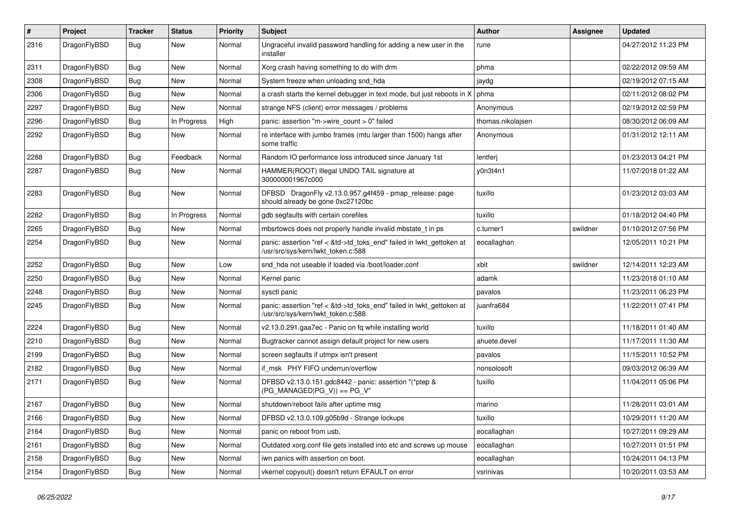| # | Project | Tracker | Status | Priority | Subject | Author | Assignee | Updated |
| --- | --- | --- | --- | --- | --- | --- | --- | --- |
| 2316 | DragonFlyBSD | Bug | New | Normal | Ungraceful invalid password handling for adding a new user in the installer | rune | | 04/27/2012 11:23 PM |
| 2311 | DragonFlyBSD | Bug | New | Normal | Xorg crash having something to do with drm | phma | | 02/22/2012 09:59 AM |
| 2308 | DragonFlyBSD | Bug | New | Normal | System freeze when unloading snd_hda | jaydg | | 02/19/2012 07:15 AM |
| 2306 | DragonFlyBSD | Bug | New | Normal | a crash starts the kernel debugger in text mode, but just reboots in X | phma | | 02/11/2012 08:02 PM |
| 2297 | DragonFlyBSD | Bug | New | Normal | strange NFS (client) error messages / problems | Anonymous | | 02/19/2012 02:59 PM |
| 2296 | DragonFlyBSD | Bug | In Progress | High | panic: assertion "m->wire_count > 0" failed | thomas.nikolajsen | | 08/30/2012 06:09 AM |
| 2292 | DragonFlyBSD | Bug | New | Normal | re interface with jumbo frames (mtu larger than 1500) hangs after some traffic | Anonymous | | 01/31/2012 12:11 AM |
| 2288 | DragonFlyBSD | Bug | Feedback | Normal | Random IO performance loss introduced since January 1st | lentferj | | 01/23/2013 04:21 PM |
| 2287 | DragonFlyBSD | Bug | New | Normal | HAMMER(ROOT) Illegal UNDO TAIL signature at 300000001967c000 | y0n3t4n1 | | 11/07/2018 01:22 AM |
| 2283 | DragonFlyBSD | Bug | New | Normal | DFBSD DragonFly v2.13.0.957.g4f459 - pmap_release: page should already be gone 0xc27120bc | tuxillo | | 01/23/2012 03:03 AM |
| 2282 | DragonFlyBSD | Bug | In Progress | Normal | gdb segfaults with certain corefiles | tuxillo | | 01/18/2012 04:40 PM |
| 2265 | DragonFlyBSD | Bug | New | Normal | mbsrtowcs does not properly handle invalid mbstate_t in ps | c.turner1 | swildner | 01/10/2012 07:56 PM |
| 2254 | DragonFlyBSD | Bug | New | Normal | panic: assertion "ref < &td->td_toks_end" failed in lwkt_gettoken at /usr/src/sys/kern/lwkt_token.c:588 | eocallaghan | | 12/05/2011 10:21 PM |
| 2252 | DragonFlyBSD | Bug | New | Low | snd_hda not useable if loaded via /boot/loader.conf | xbit | swildner | 12/14/2011 12:23 AM |
| 2250 | DragonFlyBSD | Bug | New | Normal | Kernel panic | adamk | | 11/23/2018 01:10 AM |
| 2248 | DragonFlyBSD | Bug | New | Normal | sysctl panic | pavalos | | 11/23/2011 06:23 PM |
| 2245 | DragonFlyBSD | Bug | New | Normal | panic: assertion "ref < &td->td_toks_end" failed in lwkt_gettoken at /usr/src/sys/kern/lwkt_token.c:588 | juanfra684 | | 11/22/2011 07:41 PM |
| 2224 | DragonFlyBSD | Bug | New | Normal | v2.13.0.291.gaa7ec - Panic on fq while installing world | tuxillo | | 11/18/2011 01:40 AM |
| 2210 | DragonFlyBSD | Bug | New | Normal | Bugtracker cannot assign default project for new users | ahuete.devel | | 11/17/2011 11:30 AM |
| 2199 | DragonFlyBSD | Bug | New | Normal | screen segfaults if utmpx isn't present | pavalos | | 11/15/2011 10:52 PM |
| 2182 | DragonFlyBSD | Bug | New | Normal | if_msk PHY FIFO underrun/overflow | nonsolosoft | | 09/03/2012 06:39 AM |
| 2171 | DragonFlyBSD | Bug | New | Normal | DFBSD v2.13.0.151.gdc8442 - panic: assertion "(*ptep & (PG_MANAGED\|PG_V)) == PG_V" | tuxillo | | 11/04/2011 05:06 PM |
| 2167 | DragonFlyBSD | Bug | New | Normal | shutdown/reboot fails after uptime msg | marino | | 11/28/2011 03:01 AM |
| 2166 | DragonFlyBSD | Bug | New | Normal | DFBSD v2.13.0.109.g05b9d - Strange lockups | tuxillo | | 10/29/2011 11:20 AM |
| 2164 | DragonFlyBSD | Bug | New | Normal | panic on reboot from usb. | eocallaghan | | 10/27/2011 09:29 AM |
| 2161 | DragonFlyBSD | Bug | New | Normal | Outdated xorg.conf file gets installed into etc and screws up mouse | eocallaghan | | 10/27/2011 01:51 PM |
| 2158 | DragonFlyBSD | Bug | New | Normal | iwn panics with assertion on boot. | eocallaghan | | 10/24/2011 04:13 PM |
| 2154 | DragonFlyBSD | Bug | New | Normal | vkernel copyout() doesn't return EFAULT on error | vsrinivas | | 10/20/2011 03:53 AM |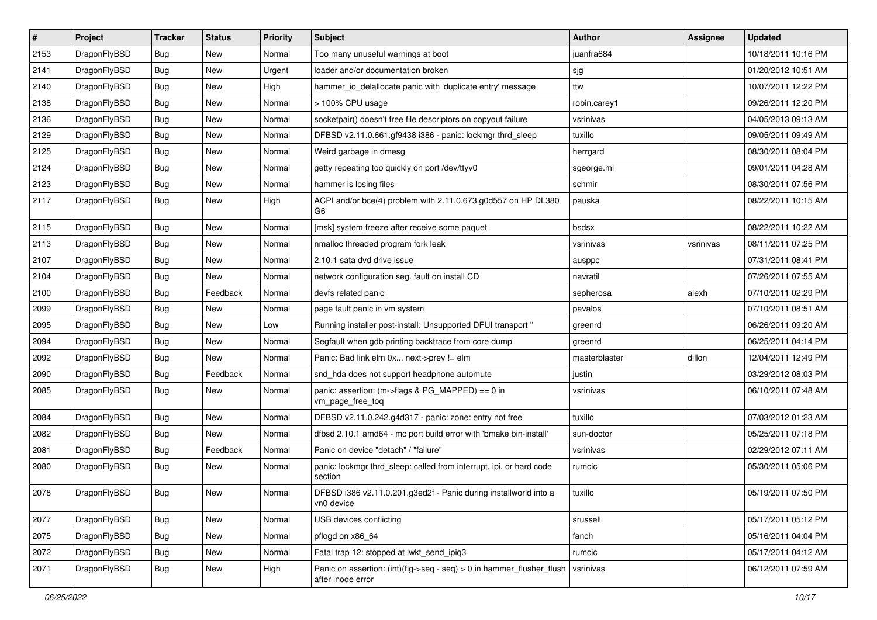| # | Project | Tracker | Status | Priority | Subject | Author | Assignee | Updated |
|---|---|---|---|---|---|---|---|---|
| 2153 | DragonFlyBSD | Bug | New | Normal | Too many unuseful warnings at boot | juanfra684 | | 10/18/2011 10:16 PM |
| 2141 | DragonFlyBSD | Bug | New | Urgent | loader and/or documentation broken | sjg | | 01/20/2012 10:51 AM |
| 2140 | DragonFlyBSD | Bug | New | High | hammer_io_delallocate panic with 'duplicate entry' message | ttw | | 10/07/2011 12:22 PM |
| 2138 | DragonFlyBSD | Bug | New | Normal | > 100% CPU usage | robin.carey1 | | 09/26/2011 12:20 PM |
| 2136 | DragonFlyBSD | Bug | New | Normal | socketpair() doesn't free file descriptors on copyout failure | vsrinivas | | 04/05/2013 09:13 AM |
| 2129 | DragonFlyBSD | Bug | New | Normal | DFBSD v2.11.0.661.gf9438 i386 - panic: lockmgr thrd_sleep | tuxillo | | 09/05/2011 09:49 AM |
| 2125 | DragonFlyBSD | Bug | New | Normal | Weird garbage in dmesg | herrgard | | 08/30/2011 08:04 PM |
| 2124 | DragonFlyBSD | Bug | New | Normal | getty repeating too quickly on port /dev/ttyv0 | sgeorge.ml | | 09/01/2011 04:28 AM |
| 2123 | DragonFlyBSD | Bug | New | Normal | hammer is losing files | schmir | | 08/30/2011 07:56 PM |
| 2117 | DragonFlyBSD | Bug | New | High | ACPI and/or bce(4) problem with 2.11.0.673.g0d557 on HP DL380 G6 | pauska | | 08/22/2011 10:15 AM |
| 2115 | DragonFlyBSD | Bug | New | Normal | [msk] system freeze after receive some paquet | bsdsx | | 08/22/2011 10:22 AM |
| 2113 | DragonFlyBSD | Bug | New | Normal | nmalloc threaded program fork leak | vsrinivas | vsrinivas | 08/11/2011 07:25 PM |
| 2107 | DragonFlyBSD | Bug | New | Normal | 2.10.1 sata dvd drive issue | ausppc | | 07/31/2011 08:41 PM |
| 2104 | DragonFlyBSD | Bug | New | Normal | network configuration seg. fault on install CD | navratil | | 07/26/2011 07:55 AM |
| 2100 | DragonFlyBSD | Bug | Feedback | Normal | devfs related panic | sepherosa | alexh | 07/10/2011 02:29 PM |
| 2099 | DragonFlyBSD | Bug | New | Normal | page fault panic in vm system | pavalos | | 07/10/2011 08:51 AM |
| 2095 | DragonFlyBSD | Bug | New | Low | Running installer post-install: Unsupported DFUI transport " | greenrd | | 06/26/2011 09:20 AM |
| 2094 | DragonFlyBSD | Bug | New | Normal | Segfault when gdb printing backtrace from core dump | greenrd | | 06/25/2011 04:14 PM |
| 2092 | DragonFlyBSD | Bug | New | Normal | Panic: Bad link elm 0x... next->prev != elm | masterblaster | dillon | 12/04/2011 12:49 PM |
| 2090 | DragonFlyBSD | Bug | Feedback | Normal | snd_hda does not support headphone automute | justin | | 03/29/2012 08:03 PM |
| 2085 | DragonFlyBSD | Bug | New | Normal | panic: assertion: (m->flags & PG_MAPPED) == 0 in vm_page_free_toq | vsrinivas | | 06/10/2011 07:48 AM |
| 2084 | DragonFlyBSD | Bug | New | Normal | DFBSD v2.11.0.242.g4d317 - panic: zone: entry not free | tuxillo | | 07/03/2012 01:23 AM |
| 2082 | DragonFlyBSD | Bug | New | Normal | dfbsd 2.10.1 amd64 - mc port build error with 'bmake bin-install' | sun-doctor | | 05/25/2011 07:18 PM |
| 2081 | DragonFlyBSD | Bug | Feedback | Normal | Panic on device "detach" / "failure" | vsrinivas | | 02/29/2012 07:11 AM |
| 2080 | DragonFlyBSD | Bug | New | Normal | panic: lockmgr thrd_sleep: called from interrupt, ipi, or hard code section | rumcic | | 05/30/2011 05:06 PM |
| 2078 | DragonFlyBSD | Bug | New | Normal | DFBSD i386 v2.11.0.201.g3ed2f - Panic during installworld into a vn0 device | tuxillo | | 05/19/2011 07:50 PM |
| 2077 | DragonFlyBSD | Bug | New | Normal | USB devices conflicting | srussell | | 05/17/2011 05:12 PM |
| 2075 | DragonFlyBSD | Bug | New | Normal | pflogd on x86_64 | fanch | | 05/16/2011 04:04 PM |
| 2072 | DragonFlyBSD | Bug | New | Normal | Fatal trap 12: stopped at lwkt_send_ipiq3 | rumcic | | 05/17/2011 04:12 AM |
| 2071 | DragonFlyBSD | Bug | New | High | Panic on assertion: (int)(flg->seq - seq) > 0 in hammer_flusher_flush after inode error | vsrinivas | | 06/12/2011 07:59 AM |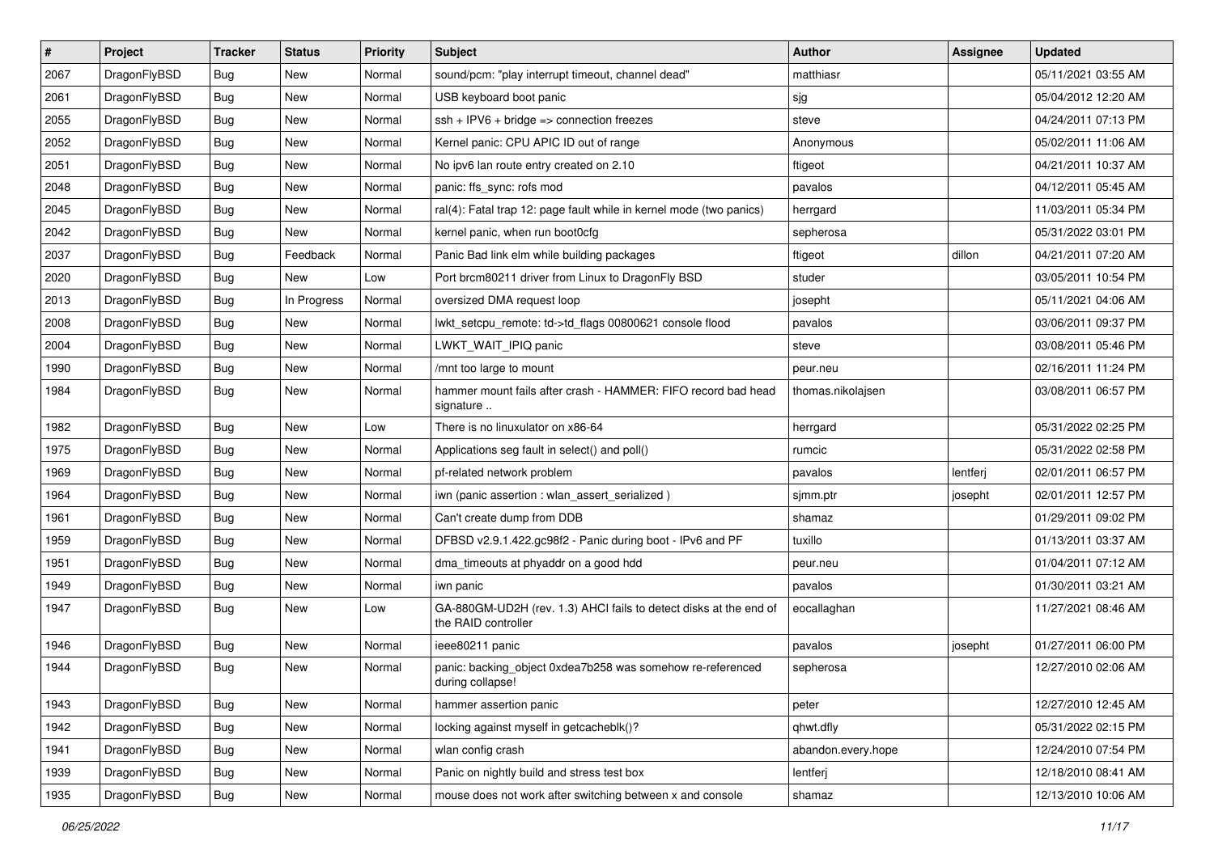| # | Project | Tracker | Status | Priority | Subject | Author | Assignee | Updated |
|---|---|---|---|---|---|---|---|---|
| 2067 | DragonFlyBSD | Bug | New | Normal | sound/pcm: "play interrupt timeout, channel dead" | matthiasr | | 05/11/2021 03:55 AM |
| 2061 | DragonFlyBSD | Bug | New | Normal | USB keyboard boot panic | sjg | | 05/04/2012 12:20 AM |
| 2055 | DragonFlyBSD | Bug | New | Normal | ssh + IPV6 + bridge => connection freezes | steve | | 04/24/2011 07:13 PM |
| 2052 | DragonFlyBSD | Bug | New | Normal | Kernel panic: CPU APIC ID out of range | Anonymous | | 05/02/2011 11:06 AM |
| 2051 | DragonFlyBSD | Bug | New | Normal | No ipv6 lan route entry created on 2.10 | ftigeot | | 04/21/2011 10:37 AM |
| 2048 | DragonFlyBSD | Bug | New | Normal | panic: ffs_sync: rofs mod | pavalos | | 04/12/2011 05:45 AM |
| 2045 | DragonFlyBSD | Bug | New | Normal | ral(4): Fatal trap 12: page fault while in kernel mode (two panics) | herrgard | | 11/03/2011 05:34 PM |
| 2042 | DragonFlyBSD | Bug | New | Normal | kernel panic, when run boot0cfg | sepherosa | | 05/31/2022 03:01 PM |
| 2037 | DragonFlyBSD | Bug | Feedback | Normal | Panic Bad link elm while building packages | ftigeot | dillon | 04/21/2011 07:20 AM |
| 2020 | DragonFlyBSD | Bug | New | Low | Port brcm80211 driver from Linux to DragonFly BSD | studer | | 03/05/2011 10:54 PM |
| 2013 | DragonFlyBSD | Bug | In Progress | Normal | oversized DMA request loop | josepht | | 05/11/2021 04:06 AM |
| 2008 | DragonFlyBSD | Bug | New | Normal | lwkt_setcpu_remote: td->td_flags 00800621 console flood | pavalos | | 03/06/2011 09:37 PM |
| 2004 | DragonFlyBSD | Bug | New | Normal | LWKT_WAIT_IPIQ panic | steve | | 03/08/2011 05:46 PM |
| 1990 | DragonFlyBSD | Bug | New | Normal | /mnt too large to mount | peur.neu | | 02/16/2011 11:24 PM |
| 1984 | DragonFlyBSD | Bug | New | Normal | hammer mount fails after crash - HAMMER: FIFO record bad head signature .. | thomas.nikolajsen | | 03/08/2011 06:57 PM |
| 1982 | DragonFlyBSD | Bug | New | Low | There is no linuxulator on x86-64 | herrgard | | 05/31/2022 02:25 PM |
| 1975 | DragonFlyBSD | Bug | New | Normal | Applications seg fault in select() and poll() | rumcic | | 05/31/2022 02:58 PM |
| 1969 | DragonFlyBSD | Bug | New | Normal | pf-related network problem | pavalos | lentferj | 02/01/2011 06:57 PM |
| 1964 | DragonFlyBSD | Bug | New | Normal | iwn (panic assertion : wlan_assert_serialized ) | sjmm.ptr | josepht | 02/01/2011 12:57 PM |
| 1961 | DragonFlyBSD | Bug | New | Normal | Can't create dump from DDB | shamaz | | 01/29/2011 09:02 PM |
| 1959 | DragonFlyBSD | Bug | New | Normal | DFBSD v2.9.1.422.gc98f2 - Panic during boot - IPv6 and PF | tuxillo | | 01/13/2011 03:37 AM |
| 1951 | DragonFlyBSD | Bug | New | Normal | dma_timeouts at phyaddr on a good hdd | peur.neu | | 01/04/2011 07:12 AM |
| 1949 | DragonFlyBSD | Bug | New | Normal | iwn panic | pavalos | | 01/30/2011 03:21 AM |
| 1947 | DragonFlyBSD | Bug | New | Low | GA-880GM-UD2H (rev. 1.3) AHCI fails to detect disks at the end of the RAID controller | eocallaghan | | 11/27/2021 08:46 AM |
| 1946 | DragonFlyBSD | Bug | New | Normal | ieee80211 panic | pavalos | josepht | 01/27/2011 06:00 PM |
| 1944 | DragonFlyBSD | Bug | New | Normal | panic: backing_object 0xdea7b258 was somehow re-referenced during collapse! | sepherosa | | 12/27/2010 02:06 AM |
| 1943 | DragonFlyBSD | Bug | New | Normal | hammer assertion panic | peter | | 12/27/2010 12:45 AM |
| 1942 | DragonFlyBSD | Bug | New | Normal | locking against myself in getcacheblk()? | qhwt.dfly | | 05/31/2022 02:15 PM |
| 1941 | DragonFlyBSD | Bug | New | Normal | wlan config crash | abandon.every.hope | | 12/24/2010 07:54 PM |
| 1939 | DragonFlyBSD | Bug | New | Normal | Panic on nightly build and stress test box | lentferj | | 12/18/2010 08:41 AM |
| 1935 | DragonFlyBSD | Bug | New | Normal | mouse does not work after switching between x and console | shamaz | | 12/13/2010 10:06 AM |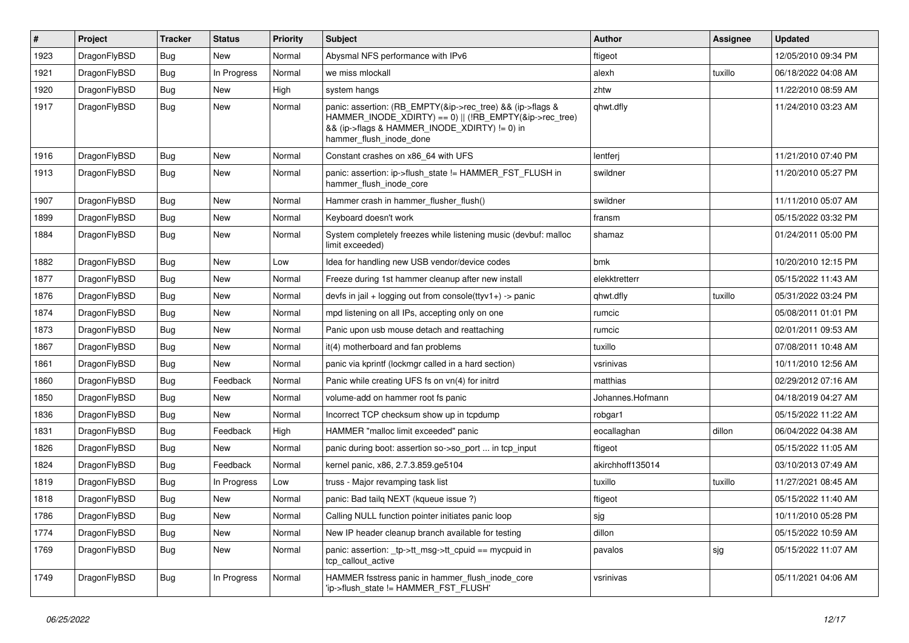| # | Project | Tracker | Status | Priority | Subject | Author | Assignee | Updated |
|---|---|---|---|---|---|---|---|---|
| 1923 | DragonFlyBSD | Bug | New | Normal | Abysmal NFS performance with IPv6 | ftigeot | | 12/05/2010 09:34 PM |
| 1921 | DragonFlyBSD | Bug | In Progress | Normal | we miss mlockall | alexh | tuxillo | 06/18/2022 04:08 AM |
| 1920 | DragonFlyBSD | Bug | New | High | system hangs | zhtw | | 11/22/2010 08:59 AM |
| 1917 | DragonFlyBSD | Bug | New | Normal | panic: assertion: (RB_EMPTY(&ip->rec_tree) && (ip->flags & HAMMER_INODE_XDIRTY) == 0) \|\| (!RB_EMPTY(&ip->rec_tree) && (ip->flags & HAMMER_INODE_XDIRTY) != 0) in hammer_flush_inode_done | qhwt.dfly | | 11/24/2010 03:23 AM |
| 1916 | DragonFlyBSD | Bug | New | Normal | Constant crashes on x86_64 with UFS | lentferj | | 11/21/2010 07:40 PM |
| 1913 | DragonFlyBSD | Bug | New | Normal | panic: assertion: ip->flush_state != HAMMER_FST_FLUSH in hammer_flush_inode_core | swildner | | 11/20/2010 05:27 PM |
| 1907 | DragonFlyBSD | Bug | New | Normal | Hammer crash in hammer_flusher_flush() | swildner | | 11/11/2010 05:07 AM |
| 1899 | DragonFlyBSD | Bug | New | Normal | Keyboard doesn't work | fransm | | 05/15/2022 03:32 PM |
| 1884 | DragonFlyBSD | Bug | New | Normal | System completely freezes while listening music (devbuf: malloc limit exceeded) | shamaz | | 01/24/2011 05:00 PM |
| 1882 | DragonFlyBSD | Bug | New | Low | Idea for handling new USB vendor/device codes | bmk | | 10/20/2010 12:15 PM |
| 1877 | DragonFlyBSD | Bug | New | Normal | Freeze during 1st hammer cleanup after new install | elekktretterr | | 05/15/2022 11:43 AM |
| 1876 | DragonFlyBSD | Bug | New | Normal | devfs in jail + logging out from console(ttyv1+) -> panic | qhwt.dfly | tuxillo | 05/31/2022 03:24 PM |
| 1874 | DragonFlyBSD | Bug | New | Normal | mpd listening on all IPs, accepting only on one | rumcic | | 05/08/2011 01:01 PM |
| 1873 | DragonFlyBSD | Bug | New | Normal | Panic upon usb mouse detach and reattaching | rumcic | | 02/01/2011 09:53 AM |
| 1867 | DragonFlyBSD | Bug | New | Normal | it(4) motherboard and fan problems | tuxillo | | 07/08/2011 10:48 AM |
| 1861 | DragonFlyBSD | Bug | New | Normal | panic via kprintf (lockmgr called in a hard section) | vsrinivas | | 10/11/2010 12:56 AM |
| 1860 | DragonFlyBSD | Bug | Feedback | Normal | Panic while creating UFS fs on vn(4) for initrd | matthias | | 02/29/2012 07:16 AM |
| 1850 | DragonFlyBSD | Bug | New | Normal | volume-add on hammer root fs panic | Johannes.Hofmann | | 04/18/2019 04:27 AM |
| 1836 | DragonFlyBSD | Bug | New | Normal | Incorrect TCP checksum show up in tcpdump | robgar1 | | 05/15/2022 11:22 AM |
| 1831 | DragonFlyBSD | Bug | Feedback | High | HAMMER "malloc limit exceeded" panic | eocallaghan | dillon | 06/04/2022 04:38 AM |
| 1826 | DragonFlyBSD | Bug | New | Normal | panic during boot: assertion so->so_port ... in tcp_input | ftigeot | | 05/15/2022 11:05 AM |
| 1824 | DragonFlyBSD | Bug | Feedback | Normal | kernel panic, x86, 2.7.3.859.ge5104 | akirchhoff135014 | | 03/10/2013 07:49 AM |
| 1819 | DragonFlyBSD | Bug | In Progress | Low | truss - Major revamping task list | tuxillo | tuxillo | 11/27/2021 08:45 AM |
| 1818 | DragonFlyBSD | Bug | New | Normal | panic: Bad tailq NEXT (kqueue issue ?) | ftigeot | | 05/15/2022 11:40 AM |
| 1786 | DragonFlyBSD | Bug | New | Normal | Calling NULL function pointer initiates panic loop | sjg | | 10/11/2010 05:28 PM |
| 1774 | DragonFlyBSD | Bug | New | Normal | New IP header cleanup branch available for testing | dillon | | 05/15/2022 10:59 AM |
| 1769 | DragonFlyBSD | Bug | New | Normal | panic: assertion: _tp->tt_msg->tt_cpuid == mycpuid in tcp_callout_active | pavalos | sjg | 05/15/2022 11:07 AM |
| 1749 | DragonFlyBSD | Bug | In Progress | Normal | HAMMER fsstress panic in hammer_flush_inode_core 'ip->flush_state != HAMMER_FST_FLUSH' | vsrinivas | | 05/11/2021 04:06 AM |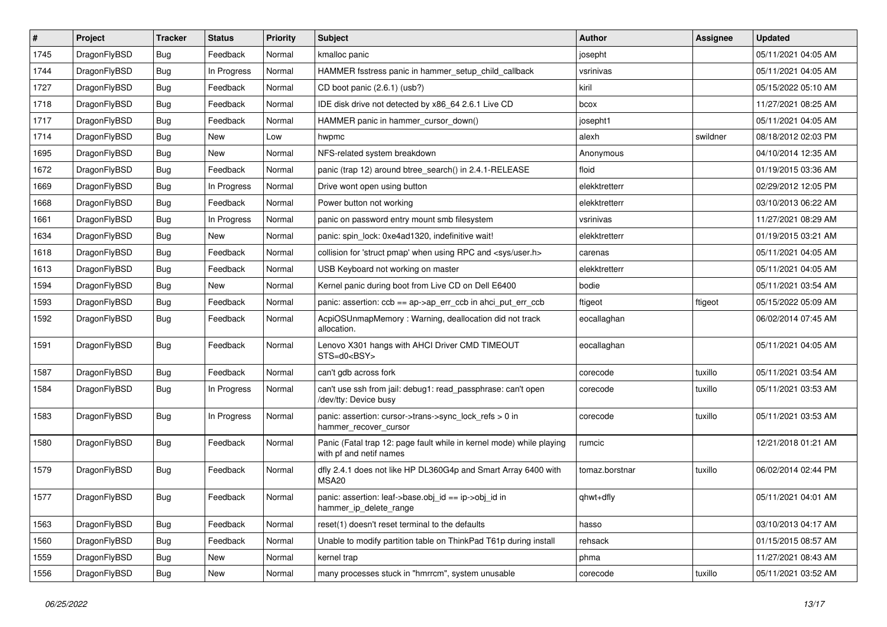| # | Project | Tracker | Status | Priority | Subject | Author | Assignee | Updated |
|---|---|---|---|---|---|---|---|---|
| 1745 | DragonFlyBSD | Bug | Feedback | Normal | kmalloc panic | josepht | | 05/11/2021 04:05 AM |
| 1744 | DragonFlyBSD | Bug | In Progress | Normal | HAMMER fsstress panic in hammer_setup_child_callback | vsrinivas | | 05/11/2021 04:05 AM |
| 1727 | DragonFlyBSD | Bug | Feedback | Normal | CD boot panic (2.6.1) (usb?) | kiril | | 05/15/2022 05:10 AM |
| 1718 | DragonFlyBSD | Bug | Feedback | Normal | IDE disk drive not detected by x86_64 2.6.1 Live CD | bcox | | 11/27/2021 08:25 AM |
| 1717 | DragonFlyBSD | Bug | Feedback | Normal | HAMMER panic in hammer_cursor_down() | josepht1 | | 05/11/2021 04:05 AM |
| 1714 | DragonFlyBSD | Bug | New | Low | hwpmc | alexh | swildner | 08/18/2012 02:03 PM |
| 1695 | DragonFlyBSD | Bug | New | Normal | NFS-related system breakdown | Anonymous | | 04/10/2014 12:35 AM |
| 1672 | DragonFlyBSD | Bug | Feedback | Normal | panic (trap 12) around btree_search() in 2.4.1-RELEASE | floid | | 01/19/2015 03:36 AM |
| 1669 | DragonFlyBSD | Bug | In Progress | Normal | Drive wont open using button | elekktretterr | | 02/29/2012 12:05 PM |
| 1668 | DragonFlyBSD | Bug | Feedback | Normal | Power button not working | elekktretterr | | 03/10/2013 06:22 AM |
| 1661 | DragonFlyBSD | Bug | In Progress | Normal | panic on password entry mount smb filesystem | vsrinivas | | 11/27/2021 08:29 AM |
| 1634 | DragonFlyBSD | Bug | New | Normal | panic: spin_lock: 0xe4ad1320, indefinitive wait! | elekktretterr | | 01/19/2015 03:21 AM |
| 1618 | DragonFlyBSD | Bug | Feedback | Normal | collision for 'struct pmap' when using RPC and <sys/user.h> | carenas | | 05/11/2021 04:05 AM |
| 1613 | DragonFlyBSD | Bug | Feedback | Normal | USB Keyboard not working on master | elekktretterr | | 05/11/2021 04:05 AM |
| 1594 | DragonFlyBSD | Bug | New | Normal | Kernel panic during boot from Live CD on Dell E6400 | bodie | | 05/11/2021 03:54 AM |
| 1593 | DragonFlyBSD | Bug | Feedback | Normal | panic: assertion: ccb == ap->ap_err_ccb in ahci_put_err_ccb | ftigeot | ftigeot | 05/15/2022 05:09 AM |
| 1592 | DragonFlyBSD | Bug | Feedback | Normal | AcpiOSUnmapMemory : Warning, deallocation did not track allocation. | eocallaghan | | 06/02/2014 07:45 AM |
| 1591 | DragonFlyBSD | Bug | Feedback | Normal | Lenovo X301 hangs with AHCI Driver CMD TIMEOUT STS=d0<BSY> | eocallaghan | | 05/11/2021 04:05 AM |
| 1587 | DragonFlyBSD | Bug | Feedback | Normal | can't gdb across fork | corecode | tuxillo | 05/11/2021 03:54 AM |
| 1584 | DragonFlyBSD | Bug | In Progress | Normal | can't use ssh from jail: debug1: read_passphrase: can't open /dev/tty: Device busy | corecode | tuxillo | 05/11/2021 03:53 AM |
| 1583 | DragonFlyBSD | Bug | In Progress | Normal | panic: assertion: cursor->trans->sync_lock_refs > 0 in hammer_recover_cursor | corecode | tuxillo | 05/11/2021 03:53 AM |
| 1580 | DragonFlyBSD | Bug | Feedback | Normal | Panic (Fatal trap 12: page fault while in kernel mode) while playing with pf and netif names | rumcic | | 12/21/2018 01:21 AM |
| 1579 | DragonFlyBSD | Bug | Feedback | Normal | dfly 2.4.1 does not like HP DL360G4p and Smart Array 6400 with MSA20 | tomaz.borstnar | tuxillo | 06/02/2014 02:44 PM |
| 1577 | DragonFlyBSD | Bug | Feedback | Normal | panic: assertion: leaf->base.obj_id == ip->obj_id in hammer_ip_delete_range | qhwt+dfly | | 05/11/2021 04:01 AM |
| 1563 | DragonFlyBSD | Bug | Feedback | Normal | reset(1) doesn't reset terminal to the defaults | hasso | | 03/10/2013 04:17 AM |
| 1560 | DragonFlyBSD | Bug | Feedback | Normal | Unable to modify partition table on ThinkPad T61p during install | rehsack | | 01/15/2015 08:57 AM |
| 1559 | DragonFlyBSD | Bug | New | Normal | kernel trap | phma | | 11/27/2021 08:43 AM |
| 1556 | DragonFlyBSD | Bug | New | Normal | many processes stuck in "hmrrcm", system unusable | corecode | tuxillo | 05/11/2021 03:52 AM |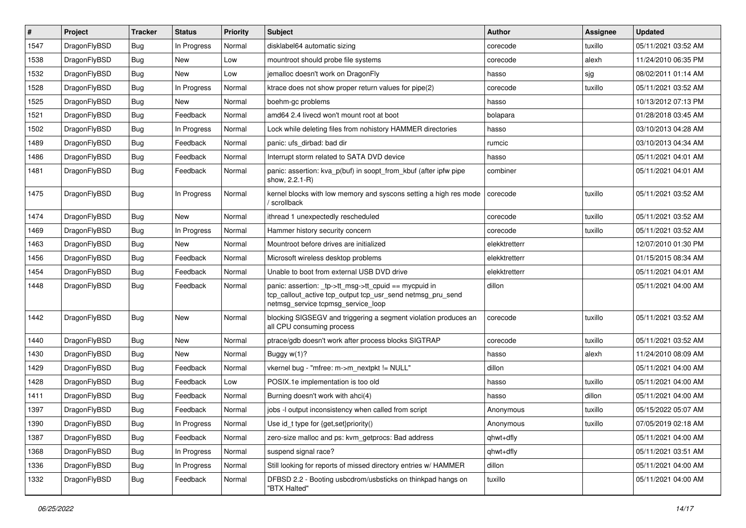| # | Project | Tracker | Status | Priority | Subject | Author | Assignee | Updated |
|---|---|---|---|---|---|---|---|---|
| 1547 | DragonFlyBSD | Bug | In Progress | Normal | disklabel64 automatic sizing | corecode | tuxillo | 05/11/2021 03:52 AM |
| 1538 | DragonFlyBSD | Bug | New | Low | mountroot should probe file systems | corecode | alexh | 11/24/2010 06:35 PM |
| 1532 | DragonFlyBSD | Bug | New | Low | jemalloc doesn't work on DragonFly | hasso | sjg | 08/02/2011 01:14 AM |
| 1528 | DragonFlyBSD | Bug | In Progress | Normal | ktrace does not show proper return values for pipe(2) | corecode | tuxillo | 05/11/2021 03:52 AM |
| 1525 | DragonFlyBSD | Bug | New | Normal | boehm-gc problems | hasso | | 10/13/2012 07:13 PM |
| 1521 | DragonFlyBSD | Bug | Feedback | Normal | amd64 2.4 livecd won't mount root at boot | bolapara | | 01/28/2018 03:45 AM |
| 1502 | DragonFlyBSD | Bug | In Progress | Normal | Lock while deleting files from nohistory HAMMER directories | hasso | | 03/10/2013 04:28 AM |
| 1489 | DragonFlyBSD | Bug | Feedback | Normal | panic: ufs_dirbad: bad dir | rumcic | | 03/10/2013 04:34 AM |
| 1486 | DragonFlyBSD | Bug | Feedback | Normal | Interrupt storm related to SATA DVD device | hasso | | 05/11/2021 04:01 AM |
| 1481 | DragonFlyBSD | Bug | Feedback | Normal | panic: assertion: kva_p(buf) in soopt_from_kbuf (after ipfw pipe show, 2.2.1-R) | combiner | | 05/11/2021 04:01 AM |
| 1475 | DragonFlyBSD | Bug | In Progress | Normal | kernel blocks with low memory and syscons setting a high res mode / scrollback | corecode | tuxillo | 05/11/2021 03:52 AM |
| 1474 | DragonFlyBSD | Bug | New | Normal | ithread 1 unexpectedly rescheduled | corecode | tuxillo | 05/11/2021 03:52 AM |
| 1469 | DragonFlyBSD | Bug | In Progress | Normal | Hammer history security concern | corecode | tuxillo | 05/11/2021 03:52 AM |
| 1463 | DragonFlyBSD | Bug | New | Normal | Mountroot before drives are initialized | elekktretterr | | 12/07/2010 01:30 PM |
| 1456 | DragonFlyBSD | Bug | Feedback | Normal | Microsoft wireless desktop problems | elekktretterr | | 01/15/2015 08:34 AM |
| 1454 | DragonFlyBSD | Bug | Feedback | Normal | Unable to boot from external USB DVD drive | elekktretterr | | 05/11/2021 04:01 AM |
| 1448 | DragonFlyBSD | Bug | Feedback | Normal | panic: assertion: _tp->tt_msg->tt_cpuid == mycpuid in tcp_callout_active tcp_output tcp_usr_send netmsg_pru_send netmsg_service tcpmsg_service_loop | dillon | | 05/11/2021 04:00 AM |
| 1442 | DragonFlyBSD | Bug | New | Normal | blocking SIGSEGV and triggering a segment violation produces an all CPU consuming process | corecode | tuxillo | 05/11/2021 03:52 AM |
| 1440 | DragonFlyBSD | Bug | New | Normal | ptrace/gdb doesn't work after process blocks SIGTRAP | corecode | tuxillo | 05/11/2021 03:52 AM |
| 1430 | DragonFlyBSD | Bug | New | Normal | Buggy w(1)? | hasso | alexh | 11/24/2010 08:09 AM |
| 1429 | DragonFlyBSD | Bug | Feedback | Normal | vkernel bug - "mfree: m->m_nextpkt != NULL" | dillon | | 05/11/2021 04:00 AM |
| 1428 | DragonFlyBSD | Bug | Feedback | Low | POSIX.1e implementation is too old | hasso | tuxillo | 05/11/2021 04:00 AM |
| 1411 | DragonFlyBSD | Bug | Feedback | Normal | Burning doesn't work with ahci(4) | hasso | dillon | 05/11/2021 04:00 AM |
| 1397 | DragonFlyBSD | Bug | Feedback | Normal | jobs -l output inconsistency when called from script | Anonymous | tuxillo | 05/15/2022 05:07 AM |
| 1390 | DragonFlyBSD | Bug | In Progress | Normal | Use id_t type for {get,set}priority() | Anonymous | tuxillo | 07/05/2019 02:18 AM |
| 1387 | DragonFlyBSD | Bug | Feedback | Normal | zero-size malloc and ps: kvm_getprocs: Bad address | qhwt+dfly | | 05/11/2021 04:00 AM |
| 1368 | DragonFlyBSD | Bug | In Progress | Normal | suspend signal race? | qhwt+dfly | | 05/11/2021 03:51 AM |
| 1336 | DragonFlyBSD | Bug | In Progress | Normal | Still looking for reports of missed directory entries w/ HAMMER | dillon | | 05/11/2021 04:00 AM |
| 1332 | DragonFlyBSD | Bug | Feedback | Normal | DFBSD 2.2 - Booting usbcdrom/usbsticks on thinkpad hangs on "BTX Halted" | tuxillo | | 05/11/2021 04:00 AM |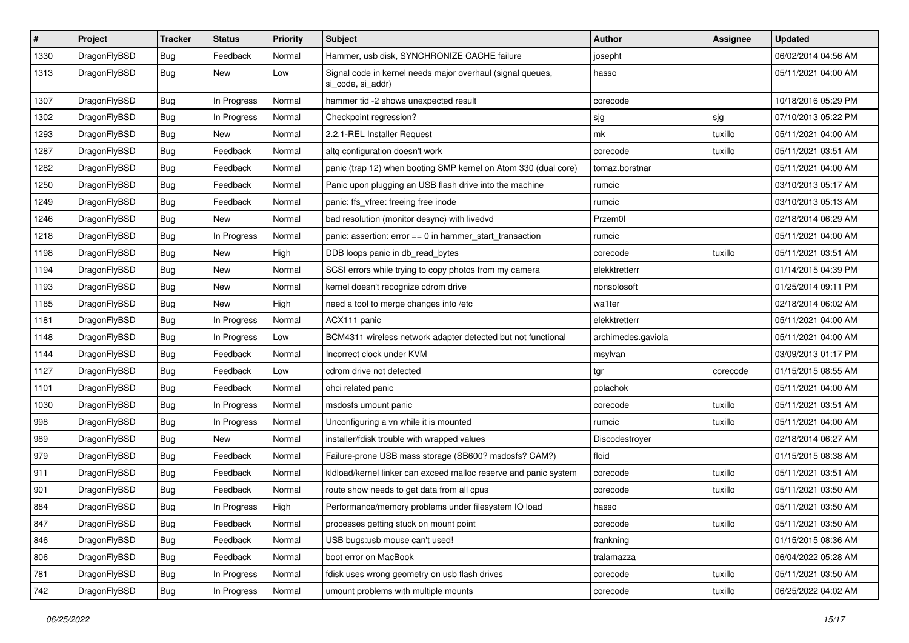| # | Project | Tracker | Status | Priority | Subject | Author | Assignee | Updated |
|---|---|---|---|---|---|---|---|---|
| 1330 | DragonFlyBSD | Bug | Feedback | Normal | Hammer, usb disk, SYNCHRONIZE CACHE failure | josepht | | 06/02/2014 04:56 AM |
| 1313 | DragonFlyBSD | Bug | New | Low | Signal code in kernel needs major overhaul (signal queues, si_code, si_addr) | hasso | | 05/11/2021 04:00 AM |
| 1307 | DragonFlyBSD | Bug | In Progress | Normal | hammer tid -2 shows unexpected result | corecode | | 10/18/2016 05:29 PM |
| 1302 | DragonFlyBSD | Bug | In Progress | Normal | Checkpoint regression? | sjg | sjg | 07/10/2013 05:22 PM |
| 1293 | DragonFlyBSD | Bug | New | Normal | 2.2.1-REL Installer Request | mk | tuxillo | 05/11/2021 04:00 AM |
| 1287 | DragonFlyBSD | Bug | Feedback | Normal | altq configuration doesn't work | corecode | tuxillo | 05/11/2021 03:51 AM |
| 1282 | DragonFlyBSD | Bug | Feedback | Normal | panic (trap 12) when booting SMP kernel on Atom 330 (dual core) | tomaz.borstnar | | 05/11/2021 04:00 AM |
| 1250 | DragonFlyBSD | Bug | Feedback | Normal | Panic upon plugging an USB flash drive into the machine | rumcic | | 03/10/2013 05:17 AM |
| 1249 | DragonFlyBSD | Bug | Feedback | Normal | panic: ffs_vfree: freeing free inode | rumcic | | 03/10/2013 05:13 AM |
| 1246 | DragonFlyBSD | Bug | New | Normal | bad resolution (monitor desync) with livedvd | Przem0l | | 02/18/2014 06:29 AM |
| 1218 | DragonFlyBSD | Bug | In Progress | Normal | panic: assertion: error == 0 in hammer_start_transaction | rumcic | | 05/11/2021 04:00 AM |
| 1198 | DragonFlyBSD | Bug | New | High | DDB loops panic in db_read_bytes | corecode | tuxillo | 05/11/2021 03:51 AM |
| 1194 | DragonFlyBSD | Bug | New | Normal | SCSI errors while trying to copy photos from my camera | elekktretterr | | 01/14/2015 04:39 PM |
| 1193 | DragonFlyBSD | Bug | New | Normal | kernel doesn't recognize cdrom drive | nonsolosoft | | 01/25/2014 09:11 PM |
| 1185 | DragonFlyBSD | Bug | New | High | need a tool to merge changes into /etc | wa1ter | | 02/18/2014 06:02 AM |
| 1181 | DragonFlyBSD | Bug | In Progress | Normal | ACX111 panic | elekktretterr | | 05/11/2021 04:00 AM |
| 1148 | DragonFlyBSD | Bug | In Progress | Low | BCM4311 wireless network adapter detected but not functional | archimedes.gaviola | | 05/11/2021 04:00 AM |
| 1144 | DragonFlyBSD | Bug | Feedback | Normal | Incorrect clock under KVM | msylvan | | 03/09/2013 01:17 PM |
| 1127 | DragonFlyBSD | Bug | Feedback | Low | cdrom drive not detected | tgr | corecode | 01/15/2015 08:55 AM |
| 1101 | DragonFlyBSD | Bug | Feedback | Normal | ohci related panic | polachok | | 05/11/2021 04:00 AM |
| 1030 | DragonFlyBSD | Bug | In Progress | Normal | msdosfs umount panic | corecode | tuxillo | 05/11/2021 03:51 AM |
| 998 | DragonFlyBSD | Bug | In Progress | Normal | Unconfiguring a vn while it is mounted | rumcic | tuxillo | 05/11/2021 04:00 AM |
| 989 | DragonFlyBSD | Bug | New | Normal | installer/fdisk trouble with wrapped values | Discodestroyer | | 02/18/2014 06:27 AM |
| 979 | DragonFlyBSD | Bug | Feedback | Normal | Failure-prone USB mass storage (SB600? msdosfs? CAM?) | floid | | 01/15/2015 08:38 AM |
| 911 | DragonFlyBSD | Bug | Feedback | Normal | kldload/kernel linker can exceed malloc reserve and panic system | corecode | tuxillo | 05/11/2021 03:51 AM |
| 901 | DragonFlyBSD | Bug | Feedback | Normal | route show needs to get data from all cpus | corecode | tuxillo | 05/11/2021 03:50 AM |
| 884 | DragonFlyBSD | Bug | In Progress | High | Performance/memory problems under filesystem IO load | hasso | | 05/11/2021 03:50 AM |
| 847 | DragonFlyBSD | Bug | Feedback | Normal | processes getting stuck on mount point | corecode | tuxillo | 05/11/2021 03:50 AM |
| 846 | DragonFlyBSD | Bug | Feedback | Normal | USB bugs:usb mouse can't used! | frankning | | 01/15/2015 08:36 AM |
| 806 | DragonFlyBSD | Bug | Feedback | Normal | boot error on MacBook | tralamazza | | 06/04/2022 05:28 AM |
| 781 | DragonFlyBSD | Bug | In Progress | Normal | fdisk uses wrong geometry on usb flash drives | corecode | tuxillo | 05/11/2021 03:50 AM |
| 742 | DragonFlyBSD | Bug | In Progress | Normal | umount problems with multiple mounts | corecode | tuxillo | 06/25/2022 04:02 AM |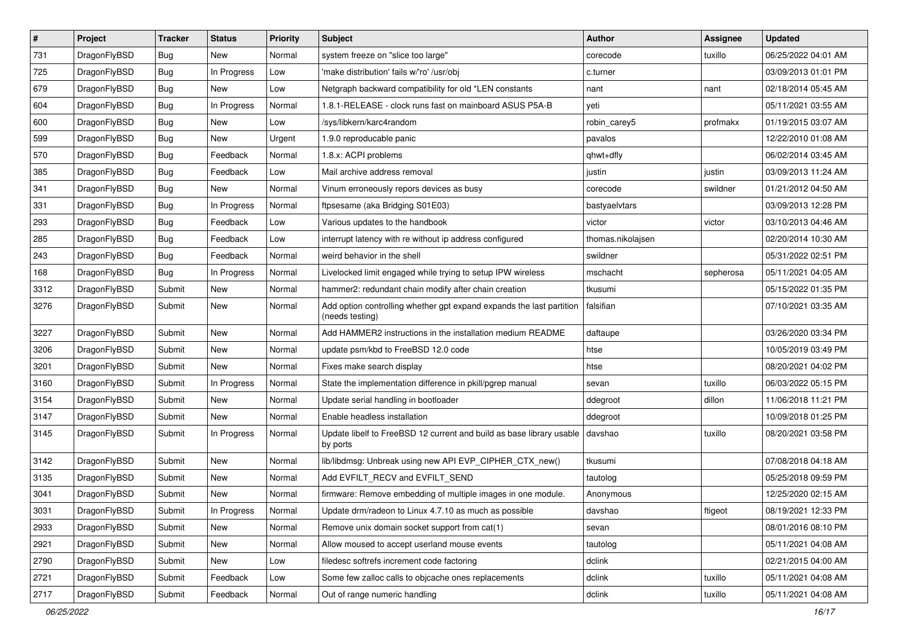| # | Project | Tracker | Status | Priority | Subject | Author | Assignee | Updated |
|---|---|---|---|---|---|---|---|---|
| 731 | DragonFlyBSD | Bug | New | Normal | system freeze on "slice too large" | corecode | tuxillo | 06/25/2022 04:01 AM |
| 725 | DragonFlyBSD | Bug | In Progress | Low | 'make distribution' fails w/'ro' /usr/obj | c.turner | | 03/09/2013 01:01 PM |
| 679 | DragonFlyBSD | Bug | New | Low | Netgraph backward compatibility for old *LEN constants | nant | nant | 02/18/2014 05:45 AM |
| 604 | DragonFlyBSD | Bug | In Progress | Normal | 1.8.1-RELEASE - clock runs fast on mainboard ASUS P5A-B | yeti | | 05/11/2021 03:55 AM |
| 600 | DragonFlyBSD | Bug | New | Low | /sys/libkern/karc4random | robin_carey5 | profmakx | 01/19/2015 03:07 AM |
| 599 | DragonFlyBSD | Bug | New | Urgent | 1.9.0 reproducable panic | pavalos | | 12/22/2010 01:08 AM |
| 570 | DragonFlyBSD | Bug | Feedback | Normal | 1.8.x: ACPI problems | qhwt+dfly | | 06/02/2014 03:45 AM |
| 385 | DragonFlyBSD | Bug | Feedback | Low | Mail archive address removal | justin | justin | 03/09/2013 11:24 AM |
| 341 | DragonFlyBSD | Bug | New | Normal | Vinum erroneously repors devices as busy | corecode | swildner | 01/21/2012 04:50 AM |
| 331 | DragonFlyBSD | Bug | In Progress | Normal | ftpsesame (aka Bridging S01E03) | bastyaelvtars | | 03/09/2013 12:28 PM |
| 293 | DragonFlyBSD | Bug | Feedback | Low | Various updates to the handbook | victor | victor | 03/10/2013 04:46 AM |
| 285 | DragonFlyBSD | Bug | Feedback | Low | interrupt latency with re without ip address configured | thomas.nikolajsen | | 02/20/2014 10:30 AM |
| 243 | DragonFlyBSD | Bug | Feedback | Normal | weird behavior in the shell | swildner | | 05/31/2022 02:51 PM |
| 168 | DragonFlyBSD | Bug | In Progress | Normal | Livelocked limit engaged while trying to setup IPW wireless | mschacht | sepherosa | 05/11/2021 04:05 AM |
| 3312 | DragonFlyBSD | Submit | New | Normal | hammer2: redundant chain modify after chain creation | tkusumi | | 05/15/2022 01:35 PM |
| 3276 | DragonFlyBSD | Submit | New | Normal | Add option controlling whether gpt expand expands the last partition (needs testing) | falsifian | | 07/10/2021 03:35 AM |
| 3227 | DragonFlyBSD | Submit | New | Normal | Add HAMMER2 instructions in the installation medium README | daftaupe | | 03/26/2020 03:34 PM |
| 3206 | DragonFlyBSD | Submit | New | Normal | update psm/kbd to FreeBSD 12.0 code | htse | | 10/05/2019 03:49 PM |
| 3201 | DragonFlyBSD | Submit | New | Normal | Fixes make search display | htse | | 08/20/2021 04:02 PM |
| 3160 | DragonFlyBSD | Submit | In Progress | Normal | State the implementation difference in pkill/pgrep manual | sevan | tuxillo | 06/03/2022 05:15 PM |
| 3154 | DragonFlyBSD | Submit | New | Normal | Update serial handling in bootloader | ddegroot | dillon | 11/06/2018 11:21 PM |
| 3147 | DragonFlyBSD | Submit | New | Normal | Enable headless installation | ddegroot | | 10/09/2018 01:25 PM |
| 3145 | DragonFlyBSD | Submit | In Progress | Normal | Update libelf to FreeBSD 12 current and build as base library usable by ports | davshao | tuxillo | 08/20/2021 03:58 PM |
| 3142 | DragonFlyBSD | Submit | New | Normal | lib/libdmsg: Unbreak using new API EVP_CIPHER_CTX_new() | tkusumi | | 07/08/2018 04:18 AM |
| 3135 | DragonFlyBSD | Submit | New | Normal | Add EVFILT_RECV and EVFILT_SEND | tautolog | | 05/25/2018 09:59 PM |
| 3041 | DragonFlyBSD | Submit | New | Normal | firmware: Remove embedding of multiple images in one module. | Anonymous | | 12/25/2020 02:15 AM |
| 3031 | DragonFlyBSD | Submit | In Progress | Normal | Update drm/radeon to Linux 4.7.10 as much as possible | davshao | ftigeot | 08/19/2021 12:33 PM |
| 2933 | DragonFlyBSD | Submit | New | Normal | Remove unix domain socket support from cat(1) | sevan | | 08/01/2016 08:10 PM |
| 2921 | DragonFlyBSD | Submit | New | Normal | Allow moused to accept userland mouse events | tautolog | | 05/11/2021 04:08 AM |
| 2790 | DragonFlyBSD | Submit | New | Low | filedesc softrefs increment code factoring | dclink | | 02/21/2015 04:00 AM |
| 2721 | DragonFlyBSD | Submit | Feedback | Low | Some few zalloc calls to objcache ones replacements | dclink | tuxillo | 05/11/2021 04:08 AM |
| 2717 | DragonFlyBSD | Submit | Feedback | Normal | Out of range numeric handling | dclink | tuxillo | 05/11/2021 04:08 AM |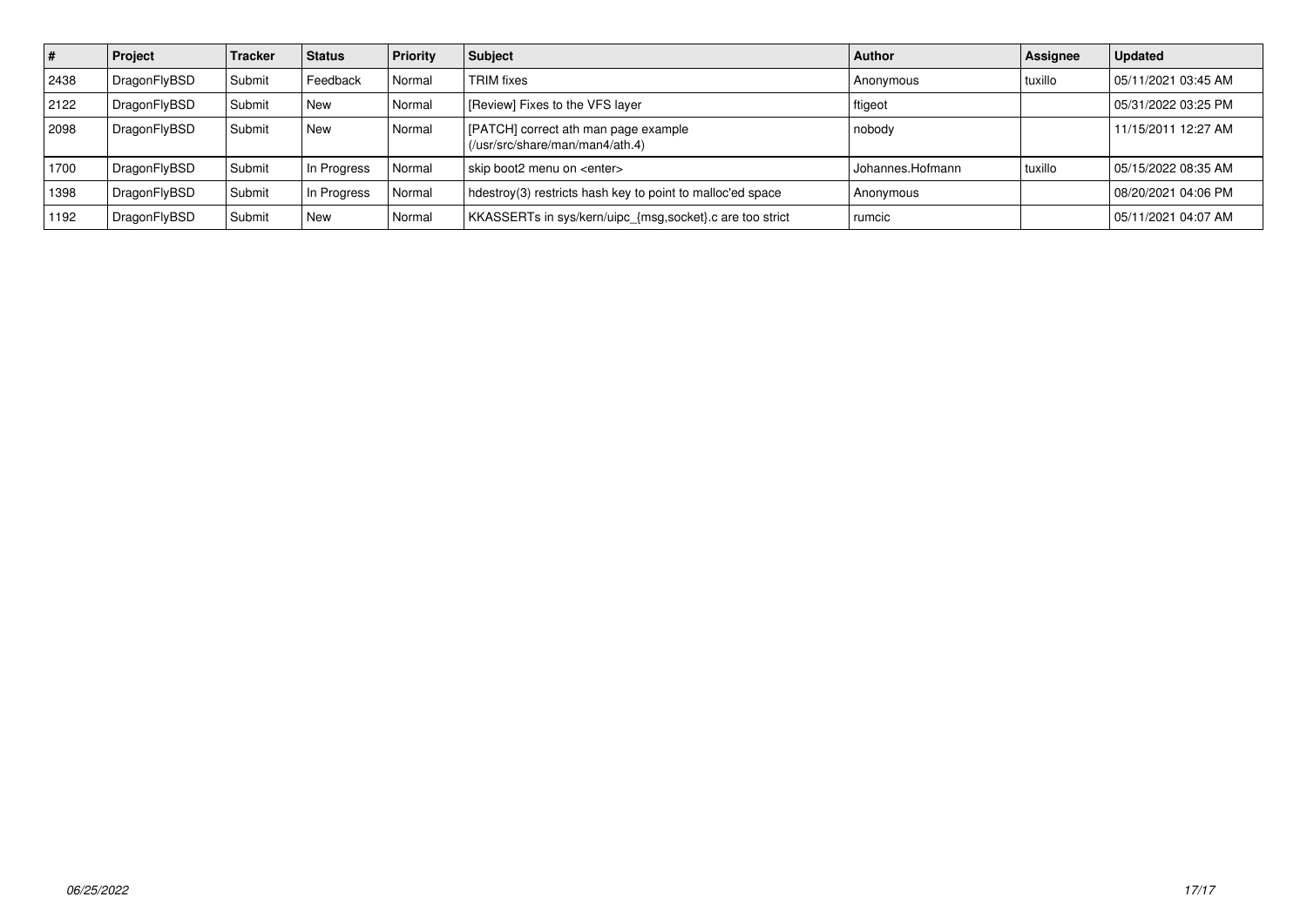| # | Project | Tracker | Status | Priority | Subject | Author | Assignee | Updated |
|---|---|---|---|---|---|---|---|---|
| 2438 | DragonFlyBSD | Submit | Feedback | Normal | TRIM fixes | Anonymous | tuxillo | 05/11/2021 03:45 AM |
| 2122 | DragonFlyBSD | Submit | New | Normal | [Review] Fixes to the VFS layer | ftigeot | | 05/31/2022 03:25 PM |
| 2098 | DragonFlyBSD | Submit | New | Normal | [PATCH] correct ath man page example (/usr/src/share/man/man4/ath.4) | nobody | | 11/15/2011 12:27 AM |
| 1700 | DragonFlyBSD | Submit | In Progress | Normal | skip boot2 menu on <enter> | Johannes.Hofmann | tuxillo | 05/15/2022 08:35 AM |
| 1398 | DragonFlyBSD | Submit | In Progress | Normal | hdestroy(3) restricts hash key to point to malloc'ed space | Anonymous | | 08/20/2021 04:06 PM |
| 1192 | DragonFlyBSD | Submit | New | Normal | KKASSERTs in sys/kern/uipc_{msg,socket}.c are too strict | rumcic | | 05/11/2021 04:07 AM |